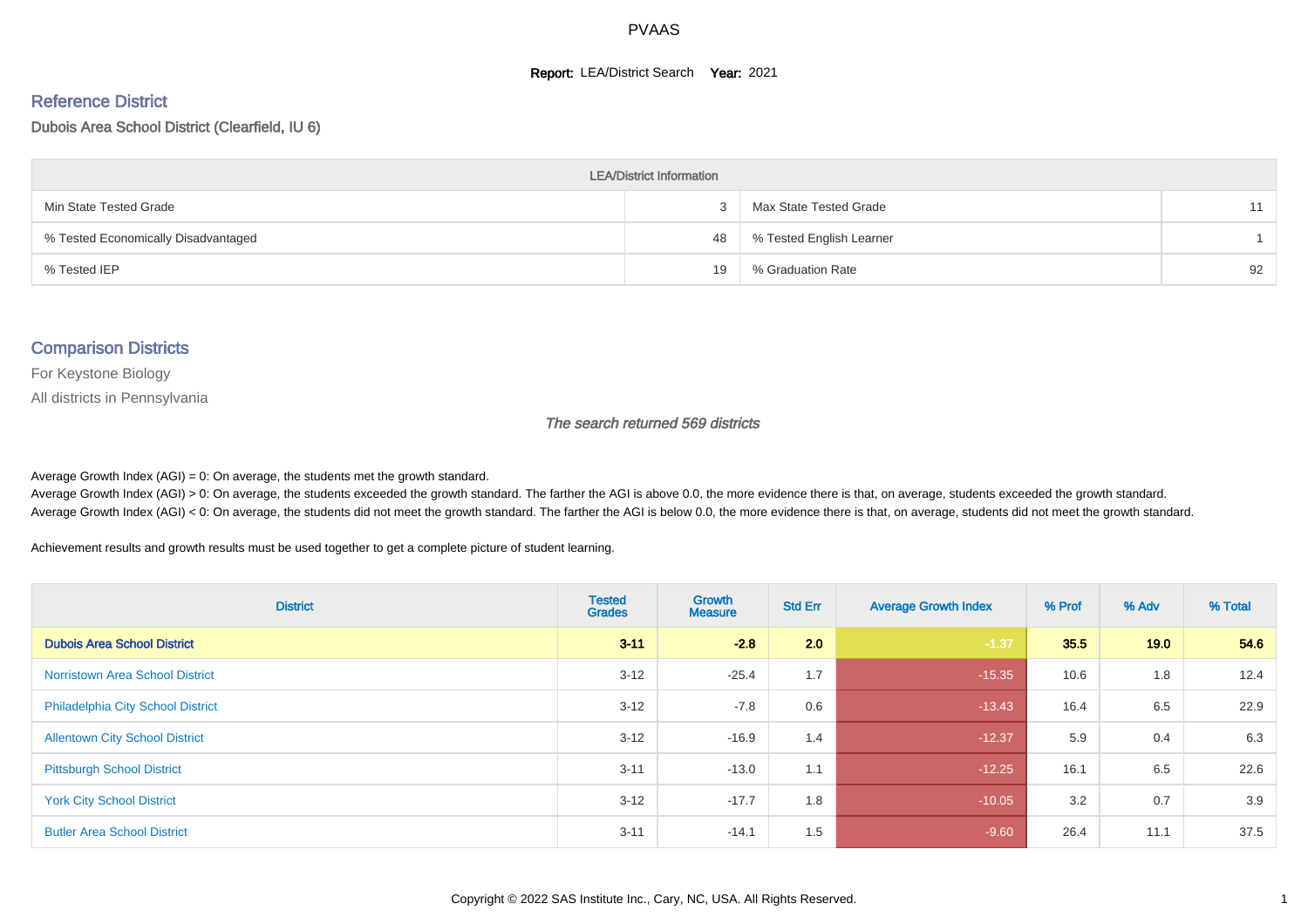# PVAAS

**Report:** LEA/District Search **Year:** 2021

## Reference District

Dubois Area School District (Clearfield, IU 6)

| LEA/District Information | | | |
|---|---|---|---|
| Min State Tested Grade | 3 | Max State Tested Grade | 11 |
| % Tested Economically Disadvantaged | 48 | % Tested English Learner | 1 |
| % Tested IEP | 19 | % Graduation Rate | 92 |

## Comparison Districts

For Keystone Biology

All districts in Pennsylvania

*The search returned 569 districts*

Average Growth Index (AGI) = 0: On average, the students met the growth standard.
Average Growth Index (AGI) > 0: On average, the students exceeded the growth standard. The farther the AGI is above 0.0, the more evidence there is that, on average, students exceeded the growth standard.
Average Growth Index (AGI) < 0: On average, the students did not meet the growth standard. The farther the AGI is below 0.0, the more evidence there is that, on average, students did not meet the growth standard.

Achievement results and growth results must be used together to get a complete picture of student learning.

| District | Tested Grades | Growth Measure | Std Err | Average Growth Index | % Prof | % Adv | % Total |
|---|---|---|---|---|---|---|---|
| **Dubois Area School District** | **3-11** | **-2.8** | **2.0** | **-1.37** | **35.5** | **19.0** | **54.6** |
| Norristown Area School District | 3-12 | -25.4 | 1.7 | -15.35 | 10.6 | 1.8 | 12.4 |
| Philadelphia City School District | 3-12 | -7.8 | 0.6 | -13.43 | 16.4 | 6.5 | 22.9 |
| Allentown City School District | 3-12 | -16.9 | 1.4 | -12.37 | 5.9 | 0.4 | 6.3 |
| Pittsburgh School District | 3-11 | -13.0 | 1.1 | -12.25 | 16.1 | 6.5 | 22.6 |
| York City School District | 3-12 | -17.7 | 1.8 | -10.05 | 3.2 | 0.7 | 3.9 |
| Butler Area School District | 3-11 | -14.1 | 1.5 | -9.60 | 26.4 | 11.1 | 37.5 |

Copyright © 2022 SAS Institute Inc., Cary, NC, USA. All Rights Reserved.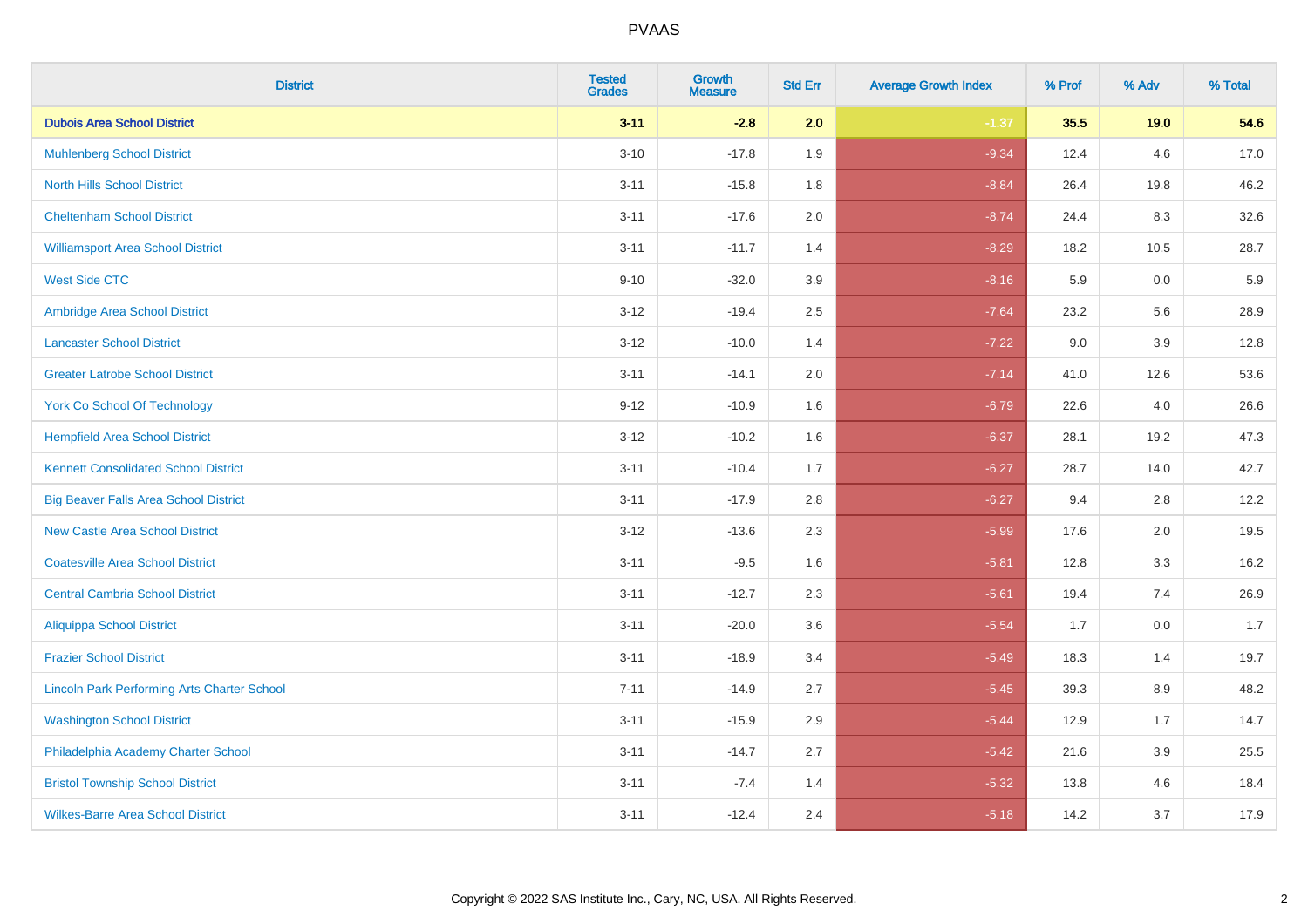| District | Tested Grades | Growth Measure | Std Err | Average Growth Index | % Prof | % Adv | % Total |
|---|---|---|---|---|---|---|---|
| **Dubois Area School District** | **3-11** | **-2.8** | **2.0** | **-1.37** | **35.5** | **19.0** | **54.6** |
| Muhlenberg School District | 3-10 | -17.8 | 1.9 | -9.34 | 12.4 | 4.6 | 17.0 |
| North Hills School District | 3-11 | -15.8 | 1.8 | -8.84 | 26.4 | 19.8 | 46.2 |
| Cheltenham School District | 3-11 | -17.6 | 2.0 | -8.74 | 24.4 | 8.3 | 32.6 |
| Williamsport Area School District | 3-11 | -11.7 | 1.4 | -8.29 | 18.2 | 10.5 | 28.7 |
| West Side CTC | 9-10 | -32.0 | 3.9 | -8.16 | 5.9 | 0.0 | 5.9 |
| Ambridge Area School District | 3-12 | -19.4 | 2.5 | -7.64 | 23.2 | 5.6 | 28.9 |
| Lancaster School District | 3-12 | -10.0 | 1.4 | -7.22 | 9.0 | 3.9 | 12.8 |
| Greater Latrobe School District | 3-11 | -14.1 | 2.0 | -7.14 | 41.0 | 12.6 | 53.6 |
| York Co School Of Technology | 9-12 | -10.9 | 1.6 | -6.79 | 22.6 | 4.0 | 26.6 |
| Hempfield Area School District | 3-12 | -10.2 | 1.6 | -6.37 | 28.1 | 19.2 | 47.3 |
| Kennett Consolidated School District | 3-11 | -10.4 | 1.7 | -6.27 | 28.7 | 14.0 | 42.7 |
| Big Beaver Falls Area School District | 3-11 | -17.9 | 2.8 | -6.27 | 9.4 | 2.8 | 12.2 |
| New Castle Area School District | 3-12 | -13.6 | 2.3 | -5.99 | 17.6 | 2.0 | 19.5 |
| Coatesville Area School District | 3-11 | -9.5 | 1.6 | -5.81 | 12.8 | 3.3 | 16.2 |
| Central Cambria School District | 3-11 | -12.7 | 2.3 | -5.61 | 19.4 | 7.4 | 26.9 |
| Aliquippa School District | 3-11 | -20.0 | 3.6 | -5.54 | 1.7 | 0.0 | 1.7 |
| Frazier School District | 3-11 | -18.9 | 3.4 | -5.49 | 18.3 | 1.4 | 19.7 |
| Lincoln Park Performing Arts Charter School | 7-11 | -14.9 | 2.7 | -5.45 | 39.3 | 8.9 | 48.2 |
| Washington School District | 3-11 | -15.9 | 2.9 | -5.44 | 12.9 | 1.7 | 14.7 |
| Philadelphia Academy Charter School | 3-11 | -14.7 | 2.7 | -5.42 | 21.6 | 3.9 | 25.5 |
| Bristol Township School District | 3-11 | -7.4 | 1.4 | -5.32 | 13.8 | 4.6 | 18.4 |
| Wilkes-Barre Area School District | 3-11 | -12.4 | 2.4 | -5.18 | 14.2 | 3.7 | 17.9 |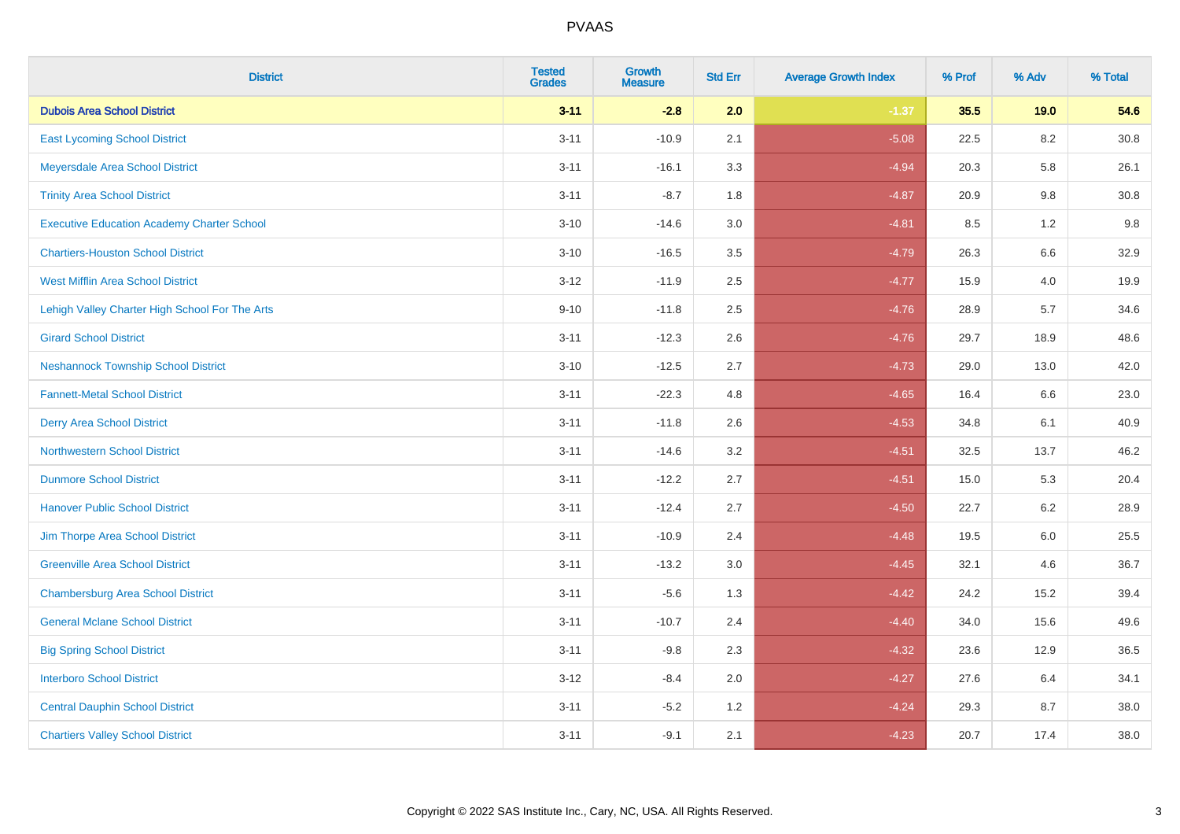# PVAAS

| District | Tested Grades | Growth Measure | Std Err | Average Growth Index | % Prof | % Adv | % Total |
|---|---|---|---|---|---|---|---|
| **Dubois Area School District** | **3-11** | **-2.8** | **2.0** | **-1.37** | **35.5** | **19.0** | **54.6** |
| East Lycoming School District | 3-11 | -10.9 | 2.1 | -5.08 | 22.5 | 8.2 | 30.8 |
| Meyersdale Area School District | 3-11 | -16.1 | 3.3 | -4.94 | 20.3 | 5.8 | 26.1 |
| Trinity Area School District | 3-11 | -8.7 | 1.8 | -4.87 | 20.9 | 9.8 | 30.8 |
| Executive Education Academy Charter School | 3-10 | -14.6 | 3.0 | -4.81 | 8.5 | 1.2 | 9.8 |
| Chartiers-Houston School District | 3-10 | -16.5 | 3.5 | -4.79 | 26.3 | 6.6 | 32.9 |
| West Mifflin Area School District | 3-12 | -11.9 | 2.5 | -4.77 | 15.9 | 4.0 | 19.9 |
| Lehigh Valley Charter High School For The Arts | 9-10 | -11.8 | 2.5 | -4.76 | 28.9 | 5.7 | 34.6 |
| Girard School District | 3-11 | -12.3 | 2.6 | -4.76 | 29.7 | 18.9 | 48.6 |
| Neshannock Township School District | 3-10 | -12.5 | 2.7 | -4.73 | 29.0 | 13.0 | 42.0 |
| Fannett-Metal School District | 3-11 | -22.3 | 4.8 | -4.65 | 16.4 | 6.6 | 23.0 |
| Derry Area School District | 3-11 | -11.8 | 2.6 | -4.53 | 34.8 | 6.1 | 40.9 |
| Northwestern School District | 3-11 | -14.6 | 3.2 | -4.51 | 32.5 | 13.7 | 46.2 |
| Dunmore School District | 3-11 | -12.2 | 2.7 | -4.51 | 15.0 | 5.3 | 20.4 |
| Hanover Public School District | 3-11 | -12.4 | 2.7 | -4.50 | 22.7 | 6.2 | 28.9 |
| Jim Thorpe Area School District | 3-11 | -10.9 | 2.4 | -4.48 | 19.5 | 6.0 | 25.5 |
| Greenville Area School District | 3-11 | -13.2 | 3.0 | -4.45 | 32.1 | 4.6 | 36.7 |
| Chambersburg Area School District | 3-11 | -5.6 | 1.3 | -4.42 | 24.2 | 15.2 | 39.4 |
| General Mclane School District | 3-11 | -10.7 | 2.4 | -4.40 | 34.0 | 15.6 | 49.6 |
| Big Spring School District | 3-11 | -9.8 | 2.3 | -4.32 | 23.6 | 12.9 | 36.5 |
| Interboro School District | 3-12 | -8.4 | 2.0 | -4.27 | 27.6 | 6.4 | 34.1 |
| Central Dauphin School District | 3-11 | -5.2 | 1.2 | -4.24 | 29.3 | 8.7 | 38.0 |
| Chartiers Valley School District | 3-11 | -9.1 | 2.1 | -4.23 | 20.7 | 17.4 | 38.0 |

Copyright © 2022 SAS Institute Inc., Cary, NC, USA. All Rights Reserved.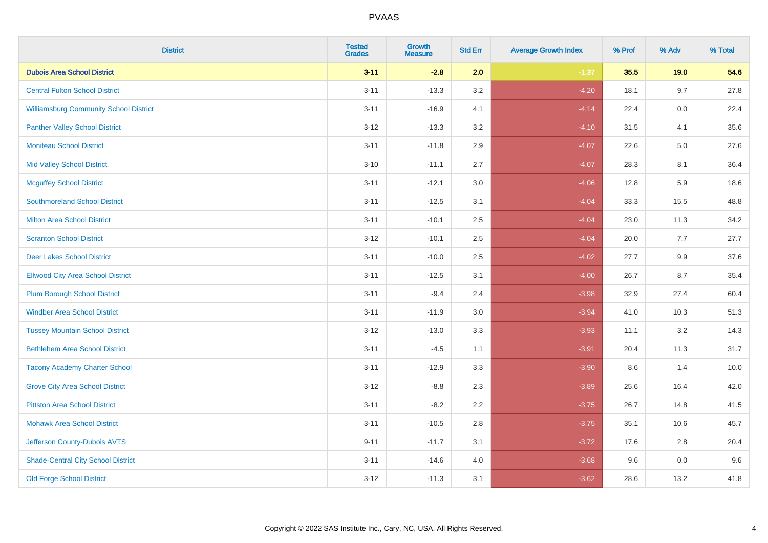| District | Tested Grades | Growth Measure | Std Err | Average Growth Index | % Prof | % Adv | % Total |
|---|---|---|---|---|---|---|---|
| **Dubois Area School District** | **3-11** | **-2.8** | **2.0** | **-1.37** | **35.5** | **19.0** | **54.6** |
| Central Fulton School District | 3-11 | -13.3 | 3.2 | -4.20 | 18.1 | 9.7 | 27.8 |
| Williamsburg Community School District | 3-11 | -16.9 | 4.1 | -4.14 | 22.4 | 0.0 | 22.4 |
| Panther Valley School District | 3-12 | -13.3 | 3.2 | -4.10 | 31.5 | 4.1 | 35.6 |
| Moniteau School District | 3-11 | -11.8 | 2.9 | -4.07 | 22.6 | 5.0 | 27.6 |
| Mid Valley School District | 3-10 | -11.1 | 2.7 | -4.07 | 28.3 | 8.1 | 36.4 |
| Mcguffey School District | 3-11 | -12.1 | 3.0 | -4.06 | 12.8 | 5.9 | 18.6 |
| Southmoreland School District | 3-11 | -12.5 | 3.1 | -4.04 | 33.3 | 15.5 | 48.8 |
| Milton Area School District | 3-11 | -10.1 | 2.5 | -4.04 | 23.0 | 11.3 | 34.2 |
| Scranton School District | 3-12 | -10.1 | 2.5 | -4.04 | 20.0 | 7.7 | 27.7 |
| Deer Lakes School District | 3-11 | -10.0 | 2.5 | -4.02 | 27.7 | 9.9 | 37.6 |
| Ellwood City Area School District | 3-11 | -12.5 | 3.1 | -4.00 | 26.7 | 8.7 | 35.4 |
| Plum Borough School District | 3-11 | -9.4 | 2.4 | -3.98 | 32.9 | 27.4 | 60.4 |
| Windber Area School District | 3-11 | -11.9 | 3.0 | -3.94 | 41.0 | 10.3 | 51.3 |
| Tussey Mountain School District | 3-12 | -13.0 | 3.3 | -3.93 | 11.1 | 3.2 | 14.3 |
| Bethlehem Area School District | 3-11 | -4.5 | 1.1 | -3.91 | 20.4 | 11.3 | 31.7 |
| Tacony Academy Charter School | 3-11 | -12.9 | 3.3 | -3.90 | 8.6 | 1.4 | 10.0 |
| Grove City Area School District | 3-12 | -8.8 | 2.3 | -3.89 | 25.6 | 16.4 | 42.0 |
| Pittston Area School District | 3-11 | -8.2 | 2.2 | -3.75 | 26.7 | 14.8 | 41.5 |
| Mohawk Area School District | 3-11 | -10.5 | 2.8 | -3.75 | 35.1 | 10.6 | 45.7 |
| Jefferson County-Dubois AVTS | 9-11 | -11.7 | 3.1 | -3.72 | 17.6 | 2.8 | 20.4 |
| Shade-Central City School District | 3-11 | -14.6 | 4.0 | -3.68 | 9.6 | 0.0 | 9.6 |
| Old Forge School District | 3-12 | -11.3 | 3.1 | -3.62 | 28.6 | 13.2 | 41.8 |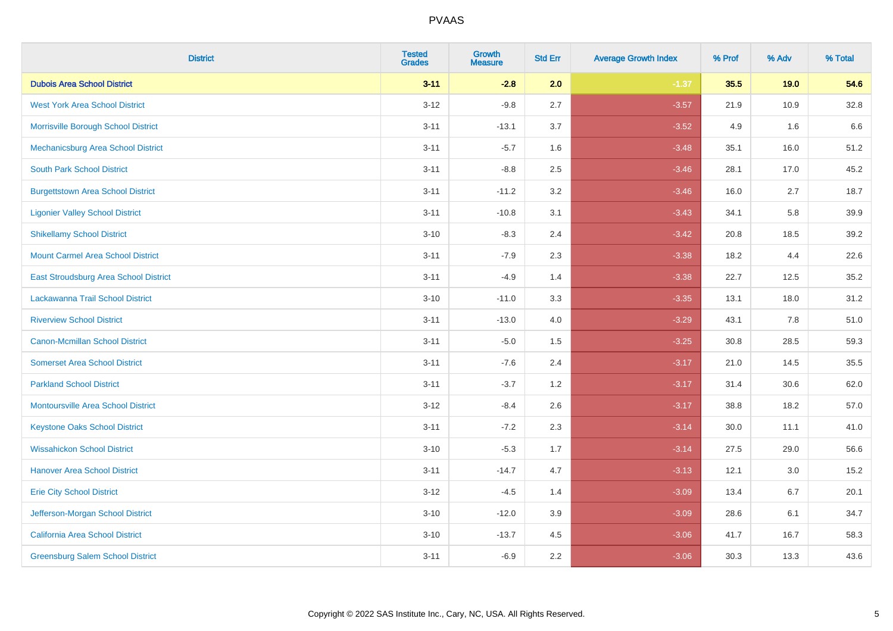# PVAAS

| District | Tested Grades | Growth Measure | Std Err | Average Growth Index | % Prof | % Adv | % Total |
|---|---|---|---|---|---|---|---|
| **Dubois Area School District** | **3-11** | **-2.8** | **2.0** | **-1.37** | **35.5** | **19.0** | **54.6** |
| West York Area School District | 3-12 | -9.8 | 2.7 | -3.57 | 21.9 | 10.9 | 32.8 |
| Morrisville Borough School District | 3-11 | -13.1 | 3.7 | -3.52 | 4.9 | 1.6 | 6.6 |
| Mechanicsburg Area School District | 3-11 | -5.7 | 1.6 | -3.48 | 35.1 | 16.0 | 51.2 |
| South Park School District | 3-11 | -8.8 | 2.5 | -3.46 | 28.1 | 17.0 | 45.2 |
| Burgettstown Area School District | 3-11 | -11.2 | 3.2 | -3.46 | 16.0 | 2.7 | 18.7 |
| Ligonier Valley School District | 3-11 | -10.8 | 3.1 | -3.43 | 34.1 | 5.8 | 39.9 |
| Shikellamy School District | 3-10 | -8.3 | 2.4 | -3.42 | 20.8 | 18.5 | 39.2 |
| Mount Carmel Area School District | 3-11 | -7.9 | 2.3 | -3.38 | 18.2 | 4.4 | 22.6 |
| East Stroudsburg Area School District | 3-11 | -4.9 | 1.4 | -3.38 | 22.7 | 12.5 | 35.2 |
| Lackawanna Trail School District | 3-10 | -11.0 | 3.3 | -3.35 | 13.1 | 18.0 | 31.2 |
| Riverview School District | 3-11 | -13.0 | 4.0 | -3.29 | 43.1 | 7.8 | 51.0 |
| Canon-Mcmillan School District | 3-11 | -5.0 | 1.5 | -3.25 | 30.8 | 28.5 | 59.3 |
| Somerset Area School District | 3-11 | -7.6 | 2.4 | -3.17 | 21.0 | 14.5 | 35.5 |
| Parkland School District | 3-11 | -3.7 | 1.2 | -3.17 | 31.4 | 30.6 | 62.0 |
| Montoursville Area School District | 3-12 | -8.4 | 2.6 | -3.17 | 38.8 | 18.2 | 57.0 |
| Keystone Oaks School District | 3-11 | -7.2 | 2.3 | -3.14 | 30.0 | 11.1 | 41.0 |
| Wissahickon School District | 3-10 | -5.3 | 1.7 | -3.14 | 27.5 | 29.0 | 56.6 |
| Hanover Area School District | 3-11 | -14.7 | 4.7 | -3.13 | 12.1 | 3.0 | 15.2 |
| Erie City School District | 3-12 | -4.5 | 1.4 | -3.09 | 13.4 | 6.7 | 20.1 |
| Jefferson-Morgan School District | 3-10 | -12.0 | 3.9 | -3.09 | 28.6 | 6.1 | 34.7 |
| California Area School District | 3-10 | -13.7 | 4.5 | -3.06 | 41.7 | 16.7 | 58.3 |
| Greensburg Salem School District | 3-11 | -6.9 | 2.2 | -3.06 | 30.3 | 13.3 | 43.6 |

Copyright © 2022 SAS Institute Inc., Cary, NC, USA. All Rights Reserved.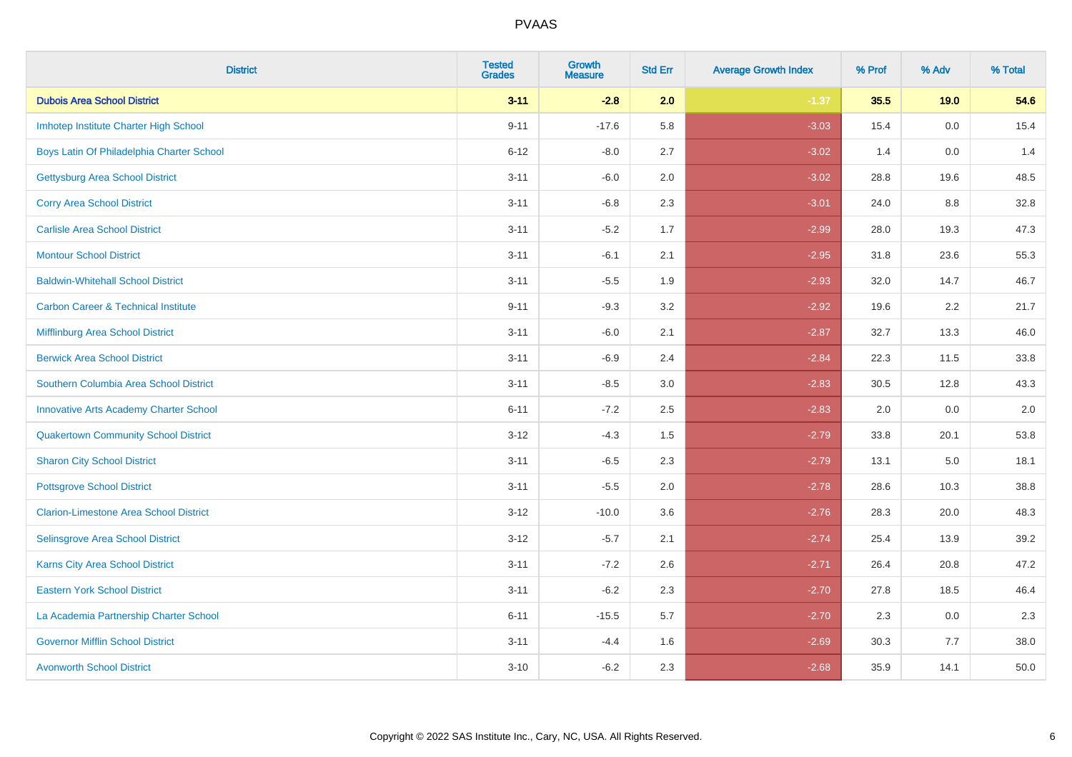# PVAAS

| District | Tested Grades | Growth Measure | Std Err | Average Growth Index | % Prof | % Adv | % Total |
|---|---|---|---|---|---|---|---|
| **Dubois Area School District** | **3-11** | **-2.8** | **2.0** | **-1.37** | **35.5** | **19.0** | **54.6** |
| Imhotep Institute Charter High School | 9-11 | -17.6 | 5.8 | -3.03 | 15.4 | 0.0 | 15.4 |
| Boys Latin Of Philadelphia Charter School | 6-12 | -8.0 | 2.7 | -3.02 | 1.4 | 0.0 | 1.4 |
| Gettysburg Area School District | 3-11 | -6.0 | 2.0 | -3.02 | 28.8 | 19.6 | 48.5 |
| Corry Area School District | 3-11 | -6.8 | 2.3 | -3.01 | 24.0 | 8.8 | 32.8 |
| Carlisle Area School District | 3-11 | -5.2 | 1.7 | -2.99 | 28.0 | 19.3 | 47.3 |
| Montour School District | 3-11 | -6.1 | 2.1 | -2.95 | 31.8 | 23.6 | 55.3 |
| Baldwin-Whitehall School District | 3-11 | -5.5 | 1.9 | -2.93 | 32.0 | 14.7 | 46.7 |
| Carbon Career & Technical Institute | 9-11 | -9.3 | 3.2 | -2.92 | 19.6 | 2.2 | 21.7 |
| Mifflinburg Area School District | 3-11 | -6.0 | 2.1 | -2.87 | 32.7 | 13.3 | 46.0 |
| Berwick Area School District | 3-11 | -6.9 | 2.4 | -2.84 | 22.3 | 11.5 | 33.8 |
| Southern Columbia Area School District | 3-11 | -8.5 | 3.0 | -2.83 | 30.5 | 12.8 | 43.3 |
| Innovative Arts Academy Charter School | 6-11 | -7.2 | 2.5 | -2.83 | 2.0 | 0.0 | 2.0 |
| Quakertown Community School District | 3-12 | -4.3 | 1.5 | -2.79 | 33.8 | 20.1 | 53.8 |
| Sharon City School District | 3-11 | -6.5 | 2.3 | -2.79 | 13.1 | 5.0 | 18.1 |
| Pottsgrove School District | 3-11 | -5.5 | 2.0 | -2.78 | 28.6 | 10.3 | 38.8 |
| Clarion-Limestone Area School District | 3-12 | -10.0 | 3.6 | -2.76 | 28.3 | 20.0 | 48.3 |
| Selinsgrove Area School District | 3-12 | -5.7 | 2.1 | -2.74 | 25.4 | 13.9 | 39.2 |
| Karns City Area School District | 3-11 | -7.2 | 2.6 | -2.71 | 26.4 | 20.8 | 47.2 |
| Eastern York School District | 3-11 | -6.2 | 2.3 | -2.70 | 27.8 | 18.5 | 46.4 |
| La Academia Partnership Charter School | 6-11 | -15.5 | 5.7 | -2.70 | 2.3 | 0.0 | 2.3 |
| Governor Mifflin School District | 3-11 | -4.4 | 1.6 | -2.69 | 30.3 | 7.7 | 38.0 |
| Avonworth School District | 3-10 | -6.2 | 2.3 | -2.68 | 35.9 | 14.1 | 50.0 |

Copyright © 2022 SAS Institute Inc., Cary, NC, USA. All Rights Reserved.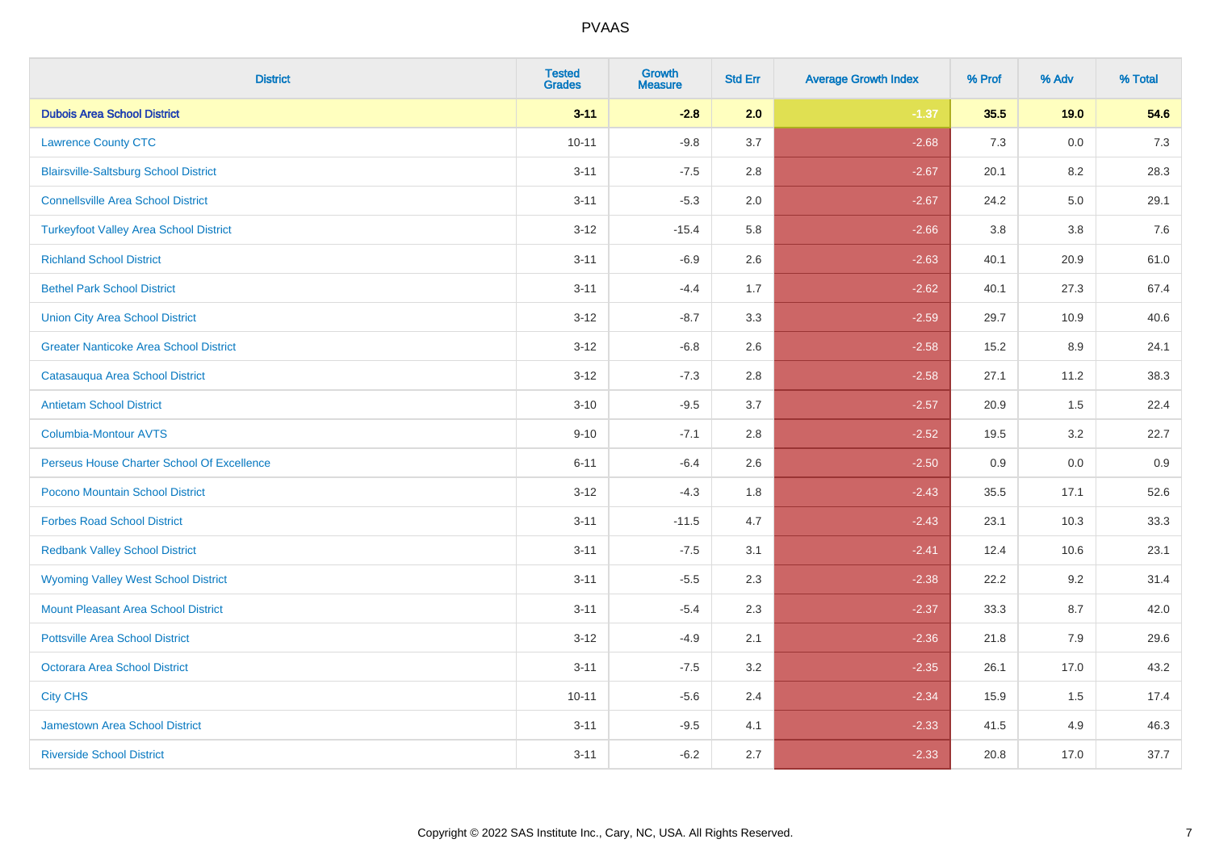| District | Tested Grades | Growth Measure | Std Err | Average Growth Index | % Prof | % Adv | % Total |
|---|---|---|---|---|---|---|---|
| **Dubois Area School District** | **3-11** | **-2.8** | **2.0** | **-1.37** | **35.5** | **19.0** | **54.6** |
| Lawrence County CTC | 10-11 | -9.8 | 3.7 | -2.68 | 7.3 | 0.0 | 7.3 |
| Blairsville-Saltsburg School District | 3-11 | -7.5 | 2.8 | -2.67 | 20.1 | 8.2 | 28.3 |
| Connellsville Area School District | 3-11 | -5.3 | 2.0 | -2.67 | 24.2 | 5.0 | 29.1 |
| Turkeyfoot Valley Area School District | 3-12 | -15.4 | 5.8 | -2.66 | 3.8 | 3.8 | 7.6 |
| Richland School District | 3-11 | -6.9 | 2.6 | -2.63 | 40.1 | 20.9 | 61.0 |
| Bethel Park School District | 3-11 | -4.4 | 1.7 | -2.62 | 40.1 | 27.3 | 67.4 |
| Union City Area School District | 3-12 | -8.7 | 3.3 | -2.59 | 29.7 | 10.9 | 40.6 |
| Greater Nanticoke Area School District | 3-12 | -6.8 | 2.6 | -2.58 | 15.2 | 8.9 | 24.1 |
| Catasauqua Area School District | 3-12 | -7.3 | 2.8 | -2.58 | 27.1 | 11.2 | 38.3 |
| Antietam School District | 3-10 | -9.5 | 3.7 | -2.57 | 20.9 | 1.5 | 22.4 |
| Columbia-Montour AVTS | 9-10 | -7.1 | 2.8 | -2.52 | 19.5 | 3.2 | 22.7 |
| Perseus House Charter School Of Excellence | 6-11 | -6.4 | 2.6 | -2.50 | 0.9 | 0.0 | 0.9 |
| Pocono Mountain School District | 3-12 | -4.3 | 1.8 | -2.43 | 35.5 | 17.1 | 52.6 |
| Forbes Road School District | 3-11 | -11.5 | 4.7 | -2.43 | 23.1 | 10.3 | 33.3 |
| Redbank Valley School District | 3-11 | -7.5 | 3.1 | -2.41 | 12.4 | 10.6 | 23.1 |
| Wyoming Valley West School District | 3-11 | -5.5 | 2.3 | -2.38 | 22.2 | 9.2 | 31.4 |
| Mount Pleasant Area School District | 3-11 | -5.4 | 2.3 | -2.37 | 33.3 | 8.7 | 42.0 |
| Pottsville Area School District | 3-12 | -4.9 | 2.1 | -2.36 | 21.8 | 7.9 | 29.6 |
| Octorara Area School District | 3-11 | -7.5 | 3.2 | -2.35 | 26.1 | 17.0 | 43.2 |
| City CHS | 10-11 | -5.6 | 2.4 | -2.34 | 15.9 | 1.5 | 17.4 |
| Jamestown Area School District | 3-11 | -9.5 | 4.1 | -2.33 | 41.5 | 4.9 | 46.3 |
| Riverside School District | 3-11 | -6.2 | 2.7 | -2.33 | 20.8 | 17.0 | 37.7 |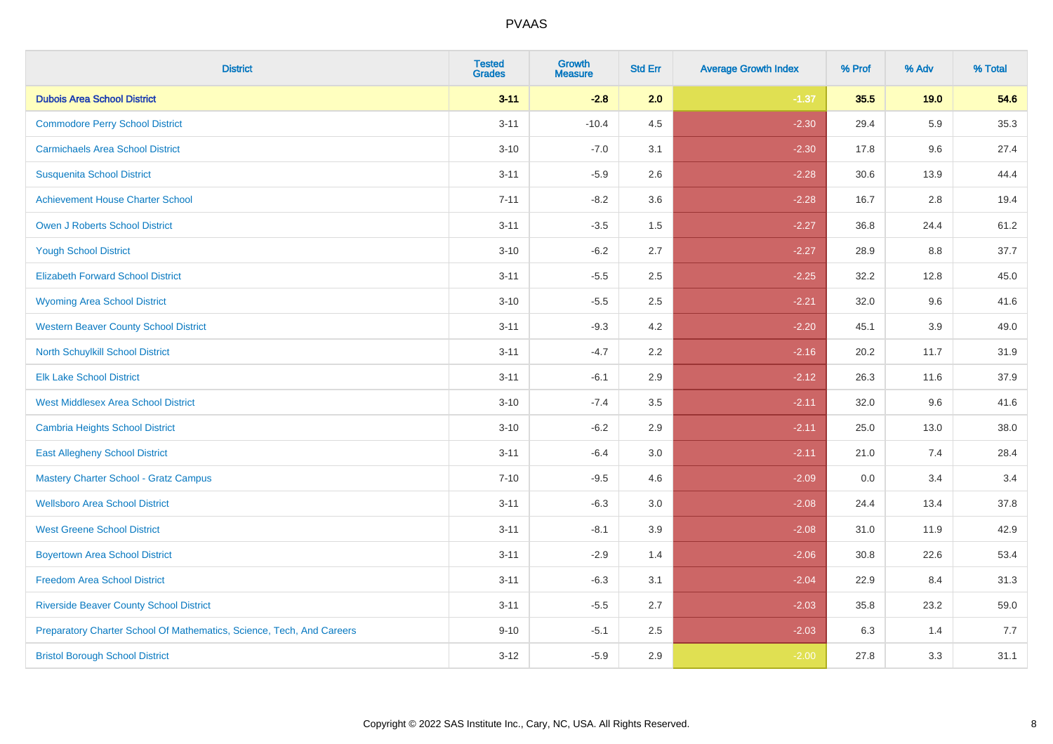# PVAAS

| District | Tested Grades | Growth Measure | Std Err | Average Growth Index | % Prof | % Adv | % Total |
|---|---|---|---|---|---|---|---|
| **Dubois Area School District** | **3-11** | **-2.8** | **2.0** | **-1.37** | **35.5** | **19.0** | **54.6** |
| Commodore Perry School District | 3-11 | -10.4 | 4.5 | -2.30 | 29.4 | 5.9 | 35.3 |
| Carmichaels Area School District | 3-10 | -7.0 | 3.1 | -2.30 | 17.8 | 9.6 | 27.4 |
| Susquenita School District | 3-11 | -5.9 | 2.6 | -2.28 | 30.6 | 13.9 | 44.4 |
| Achievement House Charter School | 7-11 | -8.2 | 3.6 | -2.28 | 16.7 | 2.8 | 19.4 |
| Owen J Roberts School District | 3-11 | -3.5 | 1.5 | -2.27 | 36.8 | 24.4 | 61.2 |
| Yough School District | 3-10 | -6.2 | 2.7 | -2.27 | 28.9 | 8.8 | 37.7 |
| Elizabeth Forward School District | 3-11 | -5.5 | 2.5 | -2.25 | 32.2 | 12.8 | 45.0 |
| Wyoming Area School District | 3-10 | -5.5 | 2.5 | -2.21 | 32.0 | 9.6 | 41.6 |
| Western Beaver County School District | 3-11 | -9.3 | 4.2 | -2.20 | 45.1 | 3.9 | 49.0 |
| North Schuylkill School District | 3-11 | -4.7 | 2.2 | -2.16 | 20.2 | 11.7 | 31.9 |
| Elk Lake School District | 3-11 | -6.1 | 2.9 | -2.12 | 26.3 | 11.6 | 37.9 |
| West Middlesex Area School District | 3-10 | -7.4 | 3.5 | -2.11 | 32.0 | 9.6 | 41.6 |
| Cambria Heights School District | 3-10 | -6.2 | 2.9 | -2.11 | 25.0 | 13.0 | 38.0 |
| East Allegheny School District | 3-11 | -6.4 | 3.0 | -2.11 | 21.0 | 7.4 | 28.4 |
| Mastery Charter School - Gratz Campus | 7-10 | -9.5 | 4.6 | -2.09 | 0.0 | 3.4 | 3.4 |
| Wellsboro Area School District | 3-11 | -6.3 | 3.0 | -2.08 | 24.4 | 13.4 | 37.8 |
| West Greene School District | 3-11 | -8.1 | 3.9 | -2.08 | 31.0 | 11.9 | 42.9 |
| Boyertown Area School District | 3-11 | -2.9 | 1.4 | -2.06 | 30.8 | 22.6 | 53.4 |
| Freedom Area School District | 3-11 | -6.3 | 3.1 | -2.04 | 22.9 | 8.4 | 31.3 |
| Riverside Beaver County School District | 3-11 | -5.5 | 2.7 | -2.03 | 35.8 | 23.2 | 59.0 |
| Preparatory Charter School Of Mathematics, Science, Tech, And Careers | 9-10 | -5.1 | 2.5 | -2.03 | 6.3 | 1.4 | 7.7 |
| Bristol Borough School District | 3-12 | -5.9 | 2.9 | -2.00 | 27.8 | 3.3 | 31.1 |

Copyright © 2022 SAS Institute Inc., Cary, NC, USA. All Rights Reserved.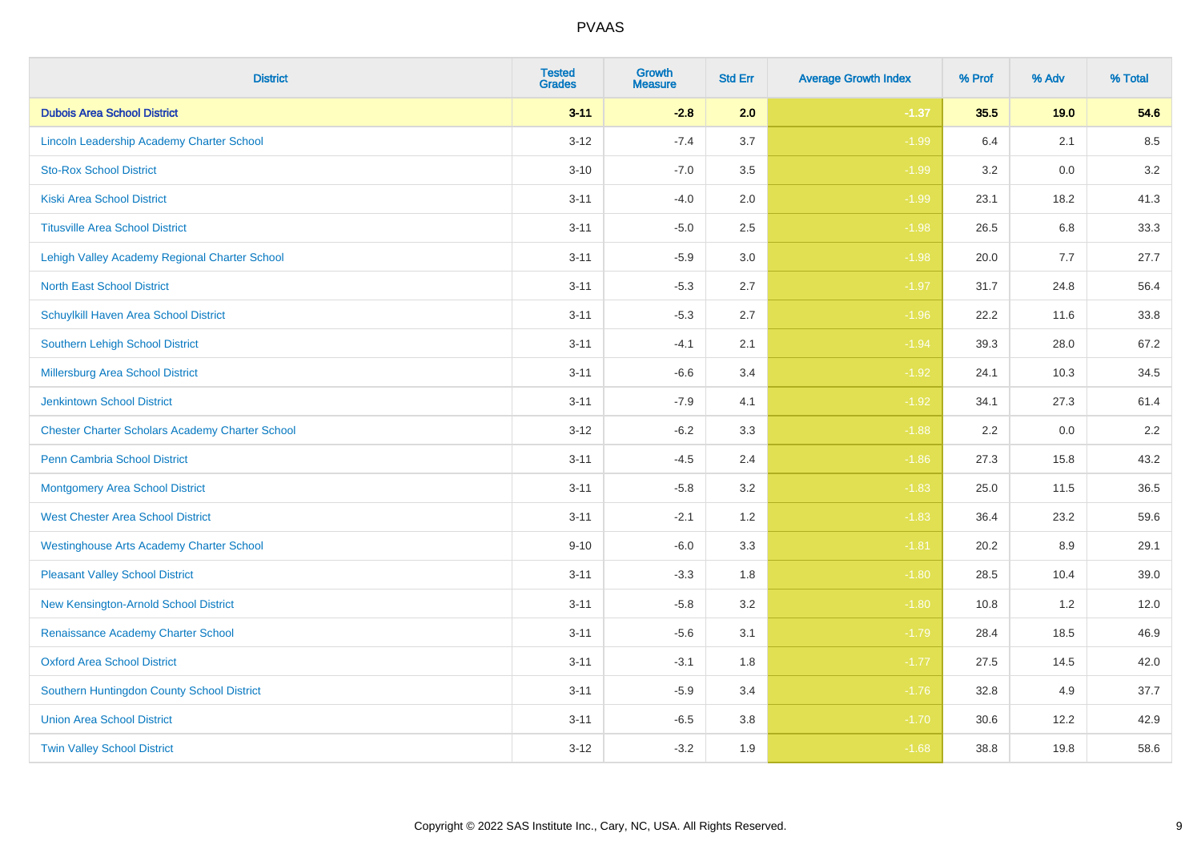# PVAAS

| District | Tested Grades | Growth Measure | Std Err | Average Growth Index | % Prof | % Adv | % Total |
|---|---|---|---|---|---|---|---|
| **Dubois Area School District** | **3-11** | **-2.8** | **2.0** | **-1.37** | **35.5** | **19.0** | **54.6** |
| Lincoln Leadership Academy Charter School | 3-12 | -7.4 | 3.7 | -1.99 | 6.4 | 2.1 | 8.5 |
| Sto-Rox School District | 3-10 | -7.0 | 3.5 | -1.99 | 3.2 | 0.0 | 3.2 |
| Kiski Area School District | 3-11 | -4.0 | 2.0 | -1.99 | 23.1 | 18.2 | 41.3 |
| Titusville Area School District | 3-11 | -5.0 | 2.5 | -1.98 | 26.5 | 6.8 | 33.3 |
| Lehigh Valley Academy Regional Charter School | 3-11 | -5.9 | 3.0 | -1.98 | 20.0 | 7.7 | 27.7 |
| North East School District | 3-11 | -5.3 | 2.7 | -1.97 | 31.7 | 24.8 | 56.4 |
| Schuylkill Haven Area School District | 3-11 | -5.3 | 2.7 | -1.96 | 22.2 | 11.6 | 33.8 |
| Southern Lehigh School District | 3-11 | -4.1 | 2.1 | -1.94 | 39.3 | 28.0 | 67.2 |
| Millersburg Area School District | 3-11 | -6.6 | 3.4 | -1.92 | 24.1 | 10.3 | 34.5 |
| Jenkintown School District | 3-11 | -7.9 | 4.1 | -1.92 | 34.1 | 27.3 | 61.4 |
| Chester Charter Scholars Academy Charter School | 3-12 | -6.2 | 3.3 | -1.88 | 2.2 | 0.0 | 2.2 |
| Penn Cambria School District | 3-11 | -4.5 | 2.4 | -1.86 | 27.3 | 15.8 | 43.2 |
| Montgomery Area School District | 3-11 | -5.8 | 3.2 | -1.83 | 25.0 | 11.5 | 36.5 |
| West Chester Area School District | 3-11 | -2.1 | 1.2 | -1.83 | 36.4 | 23.2 | 59.6 |
| Westinghouse Arts Academy Charter School | 9-10 | -6.0 | 3.3 | -1.81 | 20.2 | 8.9 | 29.1 |
| Pleasant Valley School District | 3-11 | -3.3 | 1.8 | -1.80 | 28.5 | 10.4 | 39.0 |
| New Kensington-Arnold School District | 3-11 | -5.8 | 3.2 | -1.80 | 10.8 | 1.2 | 12.0 |
| Renaissance Academy Charter School | 3-11 | -5.6 | 3.1 | -1.79 | 28.4 | 18.5 | 46.9 |
| Oxford Area School District | 3-11 | -3.1 | 1.8 | -1.77 | 27.5 | 14.5 | 42.0 |
| Southern Huntingdon County School District | 3-11 | -5.9 | 3.4 | -1.76 | 32.8 | 4.9 | 37.7 |
| Union Area School District | 3-11 | -6.5 | 3.8 | -1.70 | 30.6 | 12.2 | 42.9 |
| Twin Valley School District | 3-12 | -3.2 | 1.9 | -1.68 | 38.8 | 19.8 | 58.6 |

Copyright © 2022 SAS Institute Inc., Cary, NC, USA. All Rights Reserved.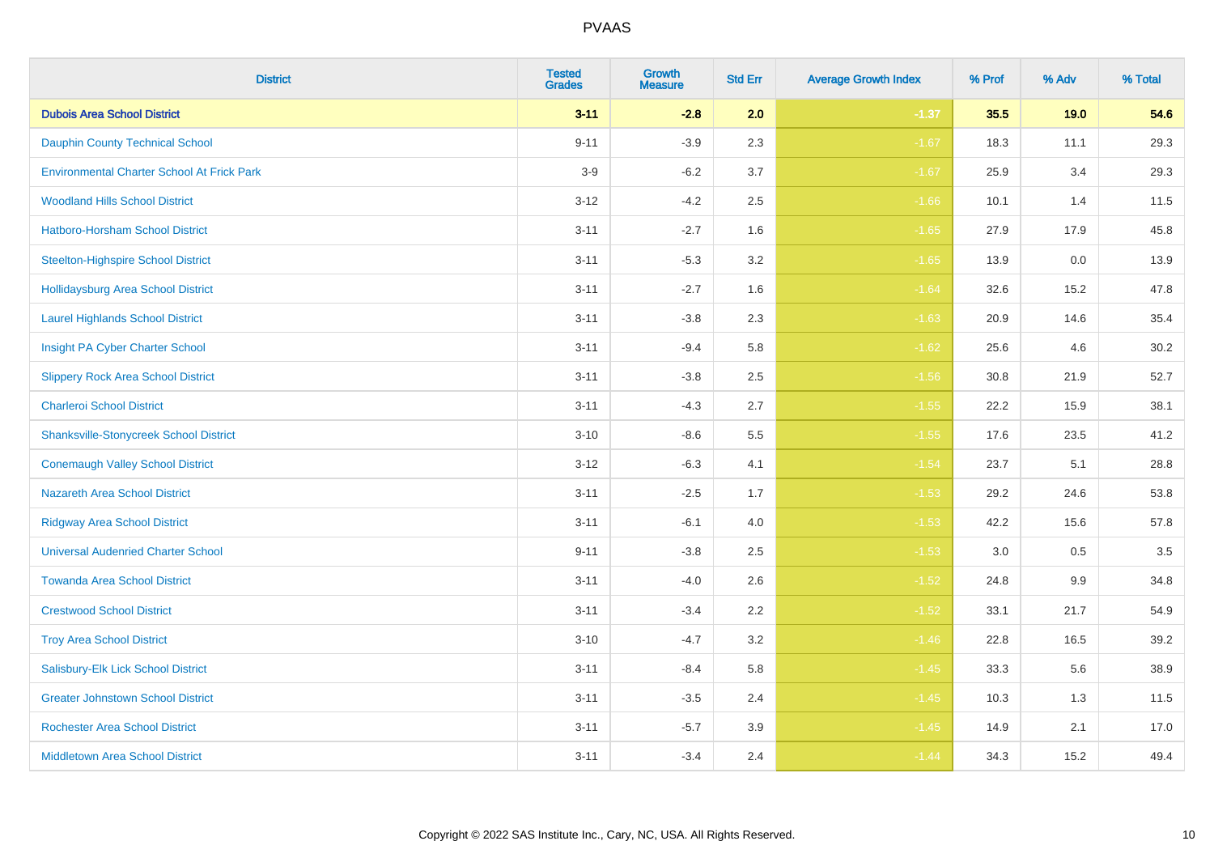PVAAS

| District | Tested Grades | Growth Measure | Std Err | Average Growth Index | % Prof | % Adv | % Total |
|---|---|---|---|---|---|---|---|
| **Dubois Area School District** | **3-11** | **-2.8** | **2.0** | **-1.37** | **35.5** | **19.0** | **54.6** |
| Dauphin County Technical School | 9-11 | -3.9 | 2.3 | -1.67 | 18.3 | 11.1 | 29.3 |
| Environmental Charter School At Frick Park | 3-9 | -6.2 | 3.7 | -1.67 | 25.9 | 3.4 | 29.3 |
| Woodland Hills School District | 3-12 | -4.2 | 2.5 | -1.66 | 10.1 | 1.4 | 11.5 |
| Hatboro-Horsham School District | 3-11 | -2.7 | 1.6 | -1.65 | 27.9 | 17.9 | 45.8 |
| Steelton-Highspire School District | 3-11 | -5.3 | 3.2 | -1.65 | 13.9 | 0.0 | 13.9 |
| Hollidaysburg Area School District | 3-11 | -2.7 | 1.6 | -1.64 | 32.6 | 15.2 | 47.8 |
| Laurel Highlands School District | 3-11 | -3.8 | 2.3 | -1.63 | 20.9 | 14.6 | 35.4 |
| Insight PA Cyber Charter School | 3-11 | -9.4 | 5.8 | -1.62 | 25.6 | 4.6 | 30.2 |
| Slippery Rock Area School District | 3-11 | -3.8 | 2.5 | -1.56 | 30.8 | 21.9 | 52.7 |
| Charleroi School District | 3-11 | -4.3 | 2.7 | -1.55 | 22.2 | 15.9 | 38.1 |
| Shanksville-Stonycreek School District | 3-10 | -8.6 | 5.5 | -1.55 | 17.6 | 23.5 | 41.2 |
| Conemaugh Valley School District | 3-12 | -6.3 | 4.1 | -1.54 | 23.7 | 5.1 | 28.8 |
| Nazareth Area School District | 3-11 | -2.5 | 1.7 | -1.53 | 29.2 | 24.6 | 53.8 |
| Ridgway Area School District | 3-11 | -6.1 | 4.0 | -1.53 | 42.2 | 15.6 | 57.8 |
| Universal Audenried Charter School | 9-11 | -3.8 | 2.5 | -1.53 | 3.0 | 0.5 | 3.5 |
| Towanda Area School District | 3-11 | -4.0 | 2.6 | -1.52 | 24.8 | 9.9 | 34.8 |
| Crestwood School District | 3-11 | -3.4 | 2.2 | -1.52 | 33.1 | 21.7 | 54.9 |
| Troy Area School District | 3-10 | -4.7 | 3.2 | -1.46 | 22.8 | 16.5 | 39.2 |
| Salisbury-Elk Lick School District | 3-11 | -8.4 | 5.8 | -1.45 | 33.3 | 5.6 | 38.9 |
| Greater Johnstown School District | 3-11 | -3.5 | 2.4 | -1.45 | 10.3 | 1.3 | 11.5 |
| Rochester Area School District | 3-11 | -5.7 | 3.9 | -1.45 | 14.9 | 2.1 | 17.0 |
| Middletown Area School District | 3-11 | -3.4 | 2.4 | -1.44 | 34.3 | 15.2 | 49.4 |

Copyright © 2022 SAS Institute Inc., Cary, NC, USA. All Rights Reserved.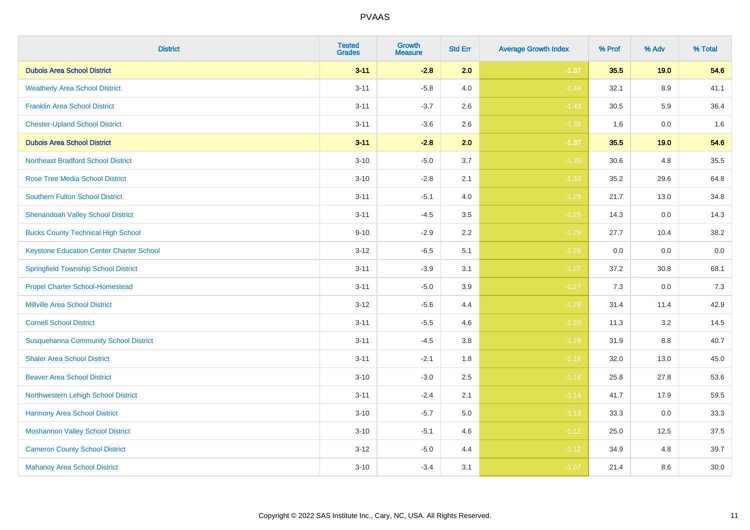| District | Tested Grades | Growth Measure | Std Err | Average Growth Index | % Prof | % Adv | % Total |
|---|---|---|---|---|---|---|---|
| **Dubois Area School District** | **3-11** | **-2.8** | **2.0** | **-1.37** | **35.5** | **19.0** | **54.6** |
| Weatherly Area School District | 3-11 | -5.8 | 4.0 | -1.44 | 32.1 | 8.9 | 41.1 |
| Franklin Area School District | 3-11 | -3.7 | 2.6 | -1.43 | 30.5 | 5.9 | 36.4 |
| Chester-Upland School District | 3-11 | -3.6 | 2.6 | -1.38 | 1.6 | 0.0 | 1.6 |
| **Dubois Area School District** | **3-11** | **-2.8** | **2.0** | **-1.37** | **35.5** | **19.0** | **54.6** |
| Northeast Bradford School District | 3-10 | -5.0 | 3.7 | -1.35 | 30.6 | 4.8 | 35.5 |
| Rose Tree Media School District | 3-10 | -2.8 | 2.1 | -1.33 | 35.2 | 29.6 | 64.8 |
| Southern Fulton School District | 3-11 | -5.1 | 4.0 | -1.29 | 21.7 | 13.0 | 34.8 |
| Shenandoah Valley School District | 3-11 | -4.5 | 3.5 | -1.29 | 14.3 | 0.0 | 14.3 |
| Bucks County Technical High School | 9-10 | -2.9 | 2.2 | -1.29 | 27.7 | 10.4 | 38.2 |
| Keystone Education Center Charter School | 3-12 | -6.5 | 5.1 | -1.28 | 0.0 | 0.0 | 0.0 |
| Springfield Township School District | 3-11 | -3.9 | 3.1 | -1.27 | 37.2 | 30.8 | 68.1 |
| Propel Charter School-Homestead | 3-11 | -5.0 | 3.9 | -1.27 | 7.3 | 0.0 | 7.3 |
| Millville Area School District | 3-12 | -5.6 | 4.4 | -1.26 | 31.4 | 11.4 | 42.9 |
| Cornell School District | 3-11 | -5.5 | 4.6 | -1.20 | 11.3 | 3.2 | 14.5 |
| Susquehanna Community School District | 3-11 | -4.5 | 3.8 | -1.19 | 31.9 | 8.8 | 40.7 |
| Shaler Area School District | 3-11 | -2.1 | 1.8 | -1.18 | 32.0 | 13.0 | 45.0 |
| Beaver Area School District | 3-10 | -3.0 | 2.5 | -1.16 | 25.8 | 27.8 | 53.6 |
| Northwestern Lehigh School District | 3-11 | -2.4 | 2.1 | -1.14 | 41.7 | 17.9 | 59.5 |
| Harmony Area School District | 3-10 | -5.7 | 5.0 | -1.13 | 33.3 | 0.0 | 33.3 |
| Moshannon Valley School District | 3-10 | -5.1 | 4.6 | -1.12 | 25.0 | 12.5 | 37.5 |
| Cameron County School District | 3-12 | -5.0 | 4.4 | -1.12 | 34.9 | 4.8 | 39.7 |
| Mahanoy Area School District | 3-10 | -3.4 | 3.1 | -1.07 | 21.4 | 8.6 | 30.0 |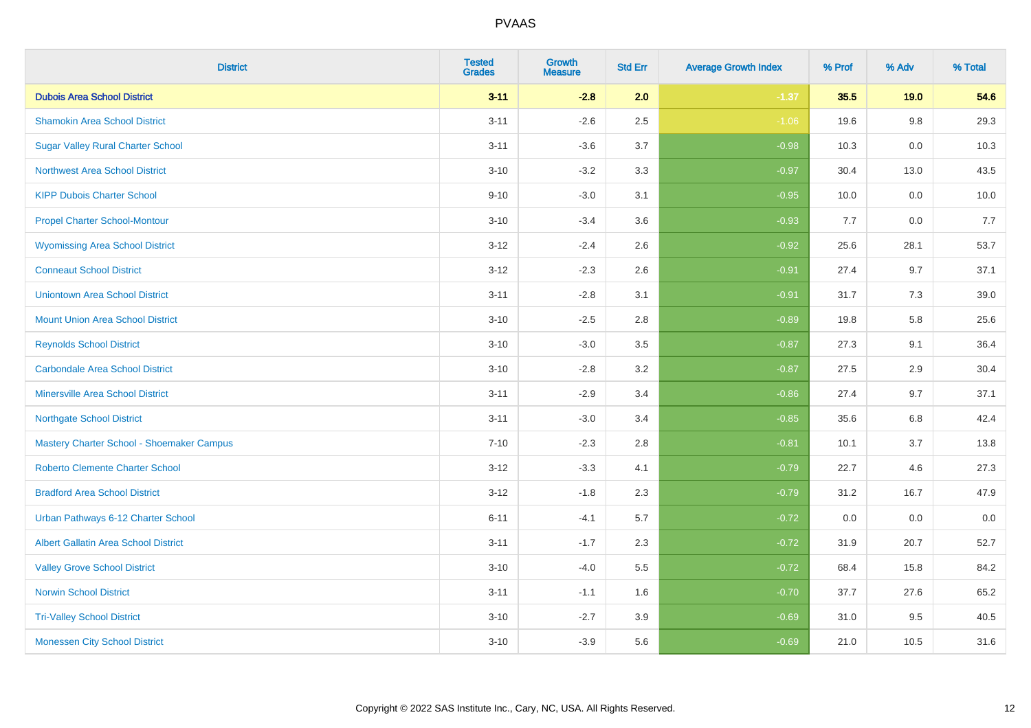# PVAAS

| District | Tested Grades | Growth Measure | Std Err | Average Growth Index | % Prof | % Adv | % Total |
|---|---|---|---|---|---|---|---|
| **Dubois Area School District** | **3-11** | **-2.8** | **2.0** | **-1.37** | **35.5** | **19.0** | **54.6** |
| Shamokin Area School District | 3-11 | -2.6 | 2.5 | -1.06 | 19.6 | 9.8 | 29.3 |
| Sugar Valley Rural Charter School | 3-11 | -3.6 | 3.7 | -0.98 | 10.3 | 0.0 | 10.3 |
| Northwest Area School District | 3-10 | -3.2 | 3.3 | -0.97 | 30.4 | 13.0 | 43.5 |
| KIPP Dubois Charter School | 9-10 | -3.0 | 3.1 | -0.95 | 10.0 | 0.0 | 10.0 |
| Propel Charter School-Montour | 3-10 | -3.4 | 3.6 | -0.93 | 7.7 | 0.0 | 7.7 |
| Wyomissing Area School District | 3-12 | -2.4 | 2.6 | -0.92 | 25.6 | 28.1 | 53.7 |
| Conneaut School District | 3-12 | -2.3 | 2.6 | -0.91 | 27.4 | 9.7 | 37.1 |
| Uniontown Area School District | 3-11 | -2.8 | 3.1 | -0.91 | 31.7 | 7.3 | 39.0 |
| Mount Union Area School District | 3-10 | -2.5 | 2.8 | -0.89 | 19.8 | 5.8 | 25.6 |
| Reynolds School District | 3-10 | -3.0 | 3.5 | -0.87 | 27.3 | 9.1 | 36.4 |
| Carbondale Area School District | 3-10 | -2.8 | 3.2 | -0.87 | 27.5 | 2.9 | 30.4 |
| Minersville Area School District | 3-11 | -2.9 | 3.4 | -0.86 | 27.4 | 9.7 | 37.1 |
| Northgate School District | 3-11 | -3.0 | 3.4 | -0.85 | 35.6 | 6.8 | 42.4 |
| Mastery Charter School - Shoemaker Campus | 7-10 | -2.3 | 2.8 | -0.81 | 10.1 | 3.7 | 13.8 |
| Roberto Clemente Charter School | 3-12 | -3.3 | 4.1 | -0.79 | 22.7 | 4.6 | 27.3 |
| Bradford Area School District | 3-12 | -1.8 | 2.3 | -0.79 | 31.2 | 16.7 | 47.9 |
| Urban Pathways 6-12 Charter School | 6-11 | -4.1 | 5.7 | -0.72 | 0.0 | 0.0 | 0.0 |
| Albert Gallatin Area School District | 3-11 | -1.7 | 2.3 | -0.72 | 31.9 | 20.7 | 52.7 |
| Valley Grove School District | 3-10 | -4.0 | 5.5 | -0.72 | 68.4 | 15.8 | 84.2 |
| Norwin School District | 3-11 | -1.1 | 1.6 | -0.70 | 37.7 | 27.6 | 65.2 |
| Tri-Valley School District | 3-10 | -2.7 | 3.9 | -0.69 | 31.0 | 9.5 | 40.5 |
| Monessen City School District | 3-10 | -3.9 | 5.6 | -0.69 | 21.0 | 10.5 | 31.6 |

Copyright © 2022 SAS Institute Inc., Cary, NC, USA. All Rights Reserved.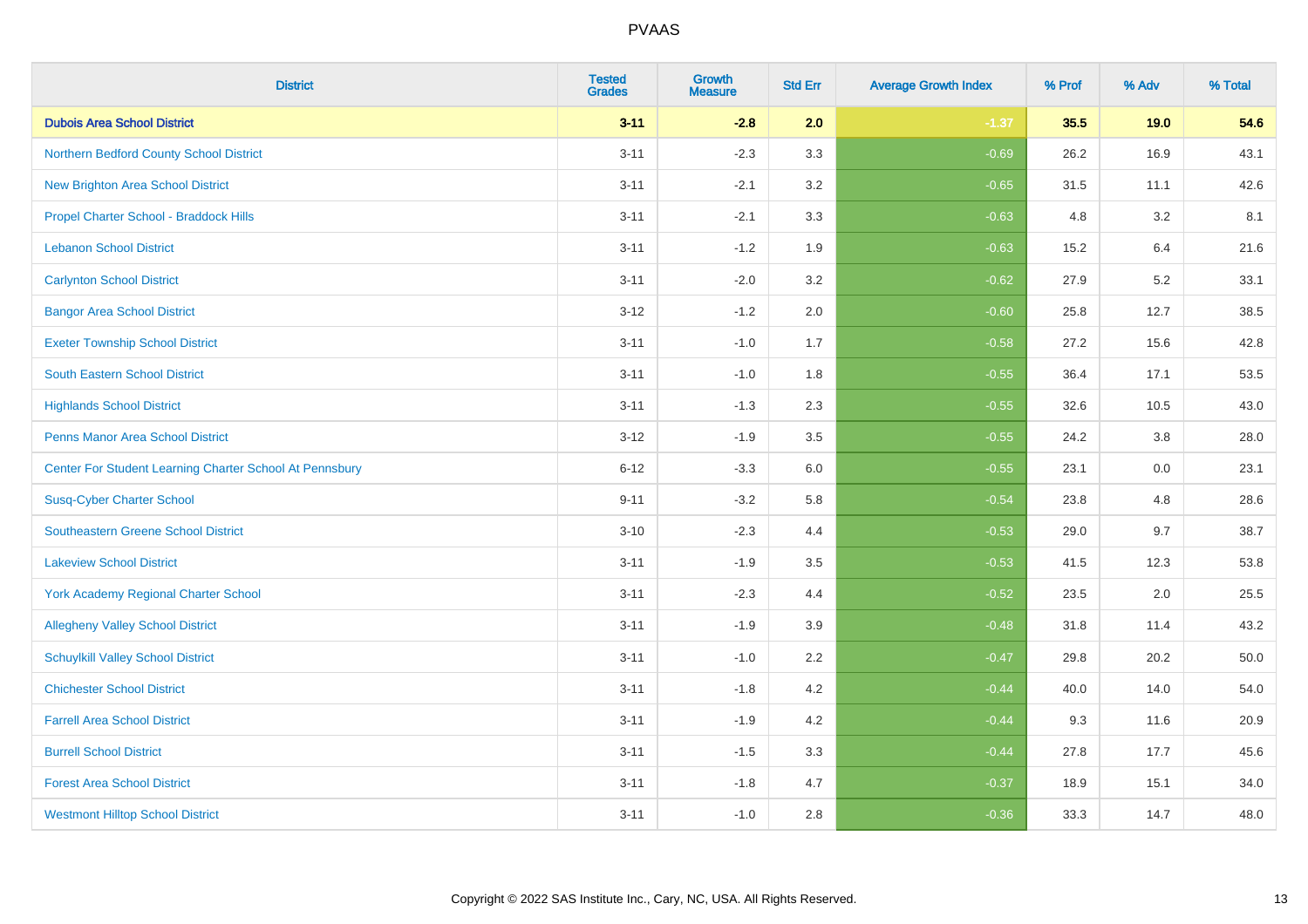| District | Tested Grades | Growth Measure | Std Err | Average Growth Index | % Prof | % Adv | % Total |
|---|---|---|---|---|---|---|---|
| **Dubois Area School District** | **3-11** | **-2.8** | **2.0** | **-1.37** | **35.5** | **19.0** | **54.6** |
| Northern Bedford County School District | 3-11 | -2.3 | 3.3 | -0.69 | 26.2 | 16.9 | 43.1 |
| New Brighton Area School District | 3-11 | -2.1 | 3.2 | -0.65 | 31.5 | 11.1 | 42.6 |
| Propel Charter School - Braddock Hills | 3-11 | -2.1 | 3.3 | -0.63 | 4.8 | 3.2 | 8.1 |
| Lebanon School District | 3-11 | -1.2 | 1.9 | -0.63 | 15.2 | 6.4 | 21.6 |
| Carlynton School District | 3-11 | -2.0 | 3.2 | -0.62 | 27.9 | 5.2 | 33.1 |
| Bangor Area School District | 3-12 | -1.2 | 2.0 | -0.60 | 25.8 | 12.7 | 38.5 |
| Exeter Township School District | 3-11 | -1.0 | 1.7 | -0.58 | 27.2 | 15.6 | 42.8 |
| South Eastern School District | 3-11 | -1.0 | 1.8 | -0.55 | 36.4 | 17.1 | 53.5 |
| Highlands School District | 3-11 | -1.3 | 2.3 | -0.55 | 32.6 | 10.5 | 43.0 |
| Penns Manor Area School District | 3-12 | -1.9 | 3.5 | -0.55 | 24.2 | 3.8 | 28.0 |
| Center For Student Learning Charter School At Pennsbury | 6-12 | -3.3 | 6.0 | -0.55 | 23.1 | 0.0 | 23.1 |
| Susq-Cyber Charter School | 9-11 | -3.2 | 5.8 | -0.54 | 23.8 | 4.8 | 28.6 |
| Southeastern Greene School District | 3-10 | -2.3 | 4.4 | -0.53 | 29.0 | 9.7 | 38.7 |
| Lakeview School District | 3-11 | -1.9 | 3.5 | -0.53 | 41.5 | 12.3 | 53.8 |
| York Academy Regional Charter School | 3-11 | -2.3 | 4.4 | -0.52 | 23.5 | 2.0 | 25.5 |
| Allegheny Valley School District | 3-11 | -1.9 | 3.9 | -0.48 | 31.8 | 11.4 | 43.2 |
| Schuylkill Valley School District | 3-11 | -1.0 | 2.2 | -0.47 | 29.8 | 20.2 | 50.0 |
| Chichester School District | 3-11 | -1.8 | 4.2 | -0.44 | 40.0 | 14.0 | 54.0 |
| Farrell Area School District | 3-11 | -1.9 | 4.2 | -0.44 | 9.3 | 11.6 | 20.9 |
| Burrell School District | 3-11 | -1.5 | 3.3 | -0.44 | 27.8 | 17.7 | 45.6 |
| Forest Area School District | 3-11 | -1.8 | 4.7 | -0.37 | 18.9 | 15.1 | 34.0 |
| Westmont Hilltop School District | 3-11 | -1.0 | 2.8 | -0.36 | 33.3 | 14.7 | 48.0 |

Copyright © 2022 SAS Institute Inc., Cary, NC, USA. All Rights Reserved.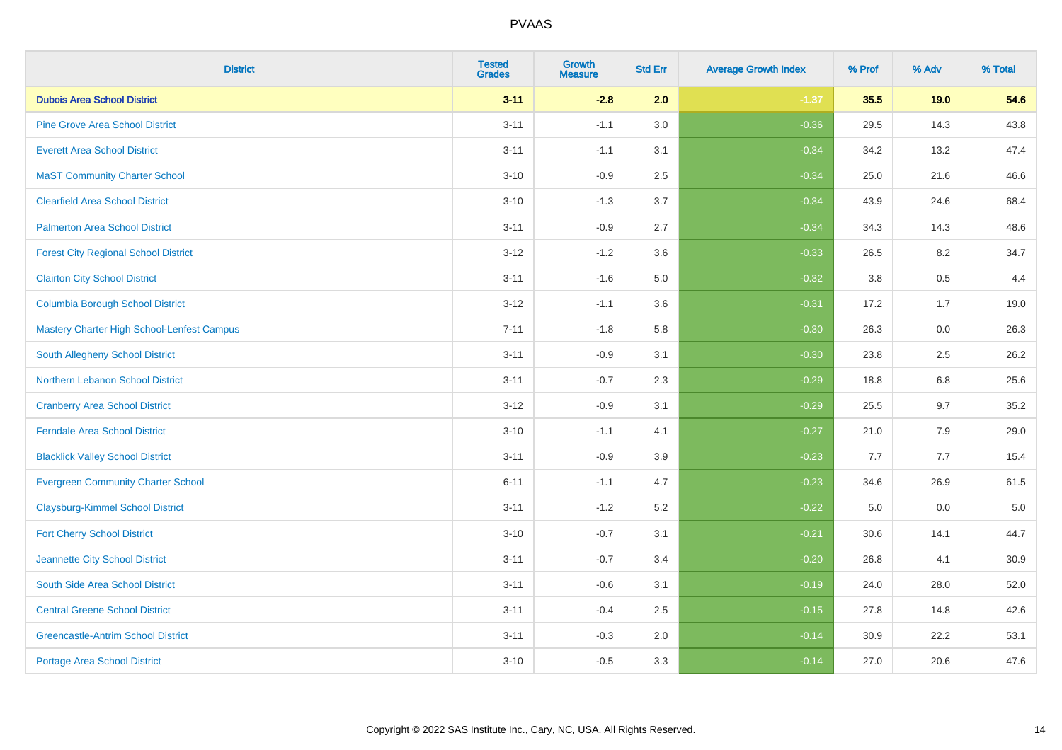| District | Tested Grades | Growth Measure | Std Err | Average Growth Index | % Prof | % Adv | % Total |
|---|---|---|---|---|---|---|---|
| **Dubois Area School District** | **3-11** | **-2.8** | **2.0** | **-1.37** | **35.5** | **19.0** | **54.6** |
| Pine Grove Area School District | 3-11 | -1.1 | 3.0 | -0.36 | 29.5 | 14.3 | 43.8 |
| Everett Area School District | 3-11 | -1.1 | 3.1 | -0.34 | 34.2 | 13.2 | 47.4 |
| MaST Community Charter School | 3-10 | -0.9 | 2.5 | -0.34 | 25.0 | 21.6 | 46.6 |
| Clearfield Area School District | 3-10 | -1.3 | 3.7 | -0.34 | 43.9 | 24.6 | 68.4 |
| Palmerton Area School District | 3-11 | -0.9 | 2.7 | -0.34 | 34.3 | 14.3 | 48.6 |
| Forest City Regional School District | 3-12 | -1.2 | 3.6 | -0.33 | 26.5 | 8.2 | 34.7 |
| Clairton City School District | 3-11 | -1.6 | 5.0 | -0.32 | 3.8 | 0.5 | 4.4 |
| Columbia Borough School District | 3-12 | -1.1 | 3.6 | -0.31 | 17.2 | 1.7 | 19.0 |
| Mastery Charter High School-Lenfest Campus | 7-11 | -1.8 | 5.8 | -0.30 | 26.3 | 0.0 | 26.3 |
| South Allegheny School District | 3-11 | -0.9 | 3.1 | -0.30 | 23.8 | 2.5 | 26.2 |
| Northern Lebanon School District | 3-11 | -0.7 | 2.3 | -0.29 | 18.8 | 6.8 | 25.6 |
| Cranberry Area School District | 3-12 | -0.9 | 3.1 | -0.29 | 25.5 | 9.7 | 35.2 |
| Ferndale Area School District | 3-10 | -1.1 | 4.1 | -0.27 | 21.0 | 7.9 | 29.0 |
| Blacklick Valley School District | 3-11 | -0.9 | 3.9 | -0.23 | 7.7 | 7.7 | 15.4 |
| Evergreen Community Charter School | 6-11 | -1.1 | 4.7 | -0.23 | 34.6 | 26.9 | 61.5 |
| Claysburg-Kimmel School District | 3-11 | -1.2 | 5.2 | -0.22 | 5.0 | 0.0 | 5.0 |
| Fort Cherry School District | 3-10 | -0.7 | 3.1 | -0.21 | 30.6 | 14.1 | 44.7 |
| Jeannette City School District | 3-11 | -0.7 | 3.4 | -0.20 | 26.8 | 4.1 | 30.9 |
| South Side Area School District | 3-11 | -0.6 | 3.1 | -0.19 | 24.0 | 28.0 | 52.0 |
| Central Greene School District | 3-11 | -0.4 | 2.5 | -0.15 | 27.8 | 14.8 | 42.6 |
| Greencastle-Antrim School District | 3-11 | -0.3 | 2.0 | -0.14 | 30.9 | 22.2 | 53.1 |
| Portage Area School District | 3-10 | -0.5 | 3.3 | -0.14 | 27.0 | 20.6 | 47.6 |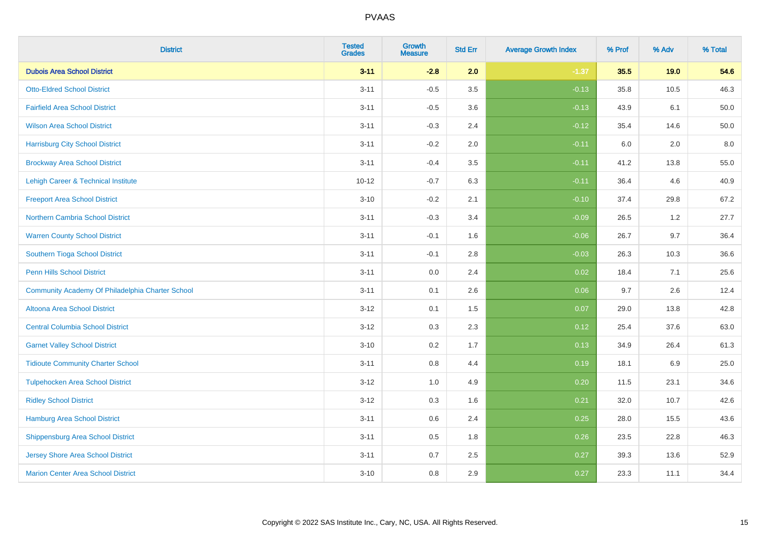# PVAAS

| District | Tested Grades | Growth Measure | Std Err | Average Growth Index | % Prof | % Adv | % Total |
|---|---|---|---|---|---|---|---|
| **Dubois Area School District** | **3-11** | **-2.8** | **2.0** | **-1.37** | **35.5** | **19.0** | **54.6** |
| Otto-Eldred School District | 3-11 | -0.5 | 3.5 | -0.13 | 35.8 | 10.5 | 46.3 |
| Fairfield Area School District | 3-11 | -0.5 | 3.6 | -0.13 | 43.9 | 6.1 | 50.0 |
| Wilson Area School District | 3-11 | -0.3 | 2.4 | -0.12 | 35.4 | 14.6 | 50.0 |
| Harrisburg City School District | 3-11 | -0.2 | 2.0 | -0.11 | 6.0 | 2.0 | 8.0 |
| Brockway Area School District | 3-11 | -0.4 | 3.5 | -0.11 | 41.2 | 13.8 | 55.0 |
| Lehigh Career & Technical Institute | 10-12 | -0.7 | 6.3 | -0.11 | 36.4 | 4.6 | 40.9 |
| Freeport Area School District | 3-10 | -0.2 | 2.1 | -0.10 | 37.4 | 29.8 | 67.2 |
| Northern Cambria School District | 3-11 | -0.3 | 3.4 | -0.09 | 26.5 | 1.2 | 27.7 |
| Warren County School District | 3-11 | -0.1 | 1.6 | -0.06 | 26.7 | 9.7 | 36.4 |
| Southern Tioga School District | 3-11 | -0.1 | 2.8 | -0.03 | 26.3 | 10.3 | 36.6 |
| Penn Hills School District | 3-11 | 0.0 | 2.4 | 0.02 | 18.4 | 7.1 | 25.6 |
| Community Academy Of Philadelphia Charter School | 3-11 | 0.1 | 2.6 | 0.06 | 9.7 | 2.6 | 12.4 |
| Altoona Area School District | 3-12 | 0.1 | 1.5 | 0.07 | 29.0 | 13.8 | 42.8 |
| Central Columbia School District | 3-12 | 0.3 | 2.3 | 0.12 | 25.4 | 37.6 | 63.0 |
| Garnet Valley School District | 3-10 | 0.2 | 1.7 | 0.13 | 34.9 | 26.4 | 61.3 |
| Tidioute Community Charter School | 3-11 | 0.8 | 4.4 | 0.19 | 18.1 | 6.9 | 25.0 |
| Tulpehocken Area School District | 3-12 | 1.0 | 4.9 | 0.20 | 11.5 | 23.1 | 34.6 |
| Ridley School District | 3-12 | 0.3 | 1.6 | 0.21 | 32.0 | 10.7 | 42.6 |
| Hamburg Area School District | 3-11 | 0.6 | 2.4 | 0.25 | 28.0 | 15.5 | 43.6 |
| Shippensburg Area School District | 3-11 | 0.5 | 1.8 | 0.26 | 23.5 | 22.8 | 46.3 |
| Jersey Shore Area School District | 3-11 | 0.7 | 2.5 | 0.27 | 39.3 | 13.6 | 52.9 |
| Marion Center Area School District | 3-10 | 0.8 | 2.9 | 0.27 | 23.3 | 11.1 | 34.4 |

Copyright © 2022 SAS Institute Inc., Cary, NC, USA. All Rights Reserved.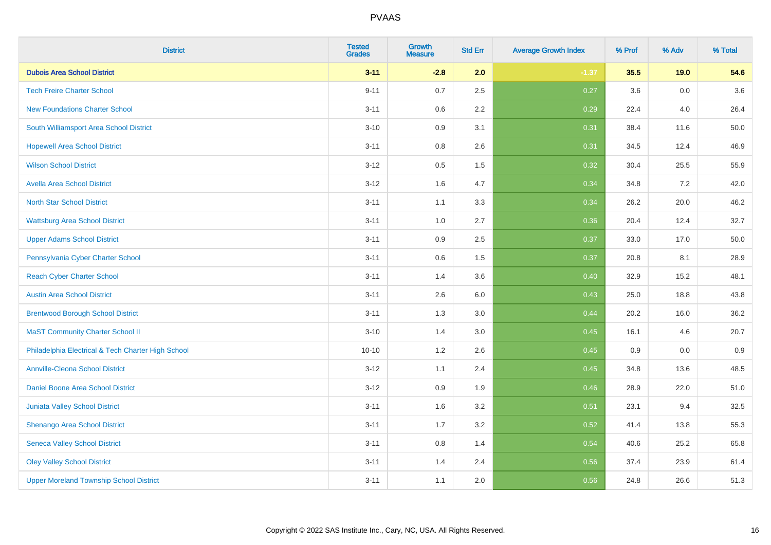PVAAS

| District | Tested Grades | Growth Measure | Std Err | Average Growth Index | % Prof | % Adv | % Total |
|---|---|---|---|---|---|---|---|
| **Dubois Area School District** | **3-11** | **-2.8** | **2.0** | **-1.37** | **35.5** | **19.0** | **54.6** |
| Tech Freire Charter School | 9-11 | 0.7 | 2.5 | 0.27 | 3.6 | 0.0 | 3.6 |
| New Foundations Charter School | 3-11 | 0.6 | 2.2 | 0.29 | 22.4 | 4.0 | 26.4 |
| South Williamsport Area School District | 3-10 | 0.9 | 3.1 | 0.31 | 38.4 | 11.6 | 50.0 |
| Hopewell Area School District | 3-11 | 0.8 | 2.6 | 0.31 | 34.5 | 12.4 | 46.9 |
| Wilson School District | 3-12 | 0.5 | 1.5 | 0.32 | 30.4 | 25.5 | 55.9 |
| Avella Area School District | 3-12 | 1.6 | 4.7 | 0.34 | 34.8 | 7.2 | 42.0 |
| North Star School District | 3-11 | 1.1 | 3.3 | 0.34 | 26.2 | 20.0 | 46.2 |
| Wattsburg Area School District | 3-11 | 1.0 | 2.7 | 0.36 | 20.4 | 12.4 | 32.7 |
| Upper Adams School District | 3-11 | 0.9 | 2.5 | 0.37 | 33.0 | 17.0 | 50.0 |
| Pennsylvania Cyber Charter School | 3-11 | 0.6 | 1.5 | 0.37 | 20.8 | 8.1 | 28.9 |
| Reach Cyber Charter School | 3-11 | 1.4 | 3.6 | 0.40 | 32.9 | 15.2 | 48.1 |
| Austin Area School District | 3-11 | 2.6 | 6.0 | 0.43 | 25.0 | 18.8 | 43.8 |
| Brentwood Borough School District | 3-11 | 1.3 | 3.0 | 0.44 | 20.2 | 16.0 | 36.2 |
| MaST Community Charter School II | 3-10 | 1.4 | 3.0 | 0.45 | 16.1 | 4.6 | 20.7 |
| Philadelphia Electrical & Tech Charter High School | 10-10 | 1.2 | 2.6 | 0.45 | 0.9 | 0.0 | 0.9 |
| Annville-Cleona School District | 3-12 | 1.1 | 2.4 | 0.45 | 34.8 | 13.6 | 48.5 |
| Daniel Boone Area School District | 3-12 | 0.9 | 1.9 | 0.46 | 28.9 | 22.0 | 51.0 |
| Juniata Valley School District | 3-11 | 1.6 | 3.2 | 0.51 | 23.1 | 9.4 | 32.5 |
| Shenango Area School District | 3-11 | 1.7 | 3.2 | 0.52 | 41.4 | 13.8 | 55.3 |
| Seneca Valley School District | 3-11 | 0.8 | 1.4 | 0.54 | 40.6 | 25.2 | 65.8 |
| Oley Valley School District | 3-11 | 1.4 | 2.4 | 0.56 | 37.4 | 23.9 | 61.4 |
| Upper Moreland Township School District | 3-11 | 1.1 | 2.0 | 0.56 | 24.8 | 26.6 | 51.3 |

Copyright © 2022 SAS Institute Inc., Cary, NC, USA. All Rights Reserved.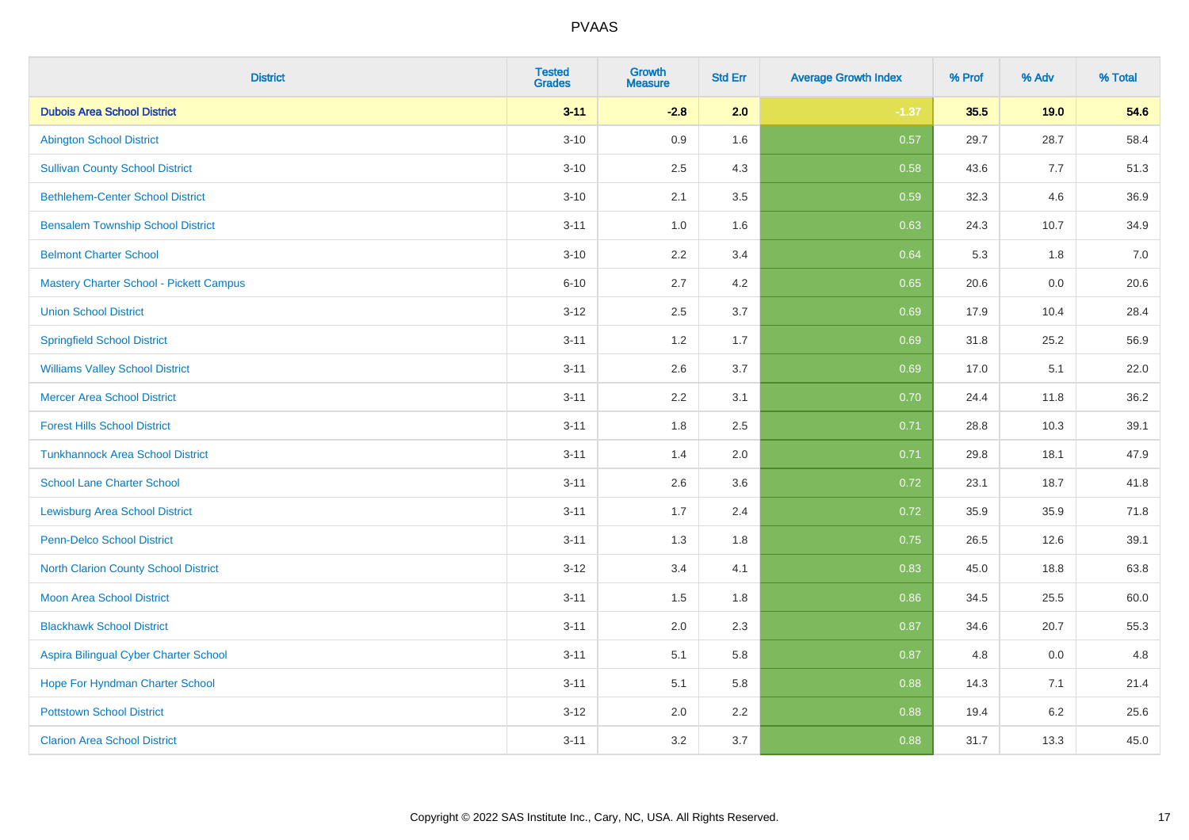# PVAAS

| District | Tested Grades | Growth Measure | Std Err | Average Growth Index | % Prof | % Adv | % Total |
|---|---|---|---|---|---|---|---|
| **Dubois Area School District** | **3-11** | **-2.8** | **2.0** | **-1.37** | **35.5** | **19.0** | **54.6** |
| Abington School District | 3-10 | 0.9 | 1.6 | 0.57 | 29.7 | 28.7 | 58.4 |
| Sullivan County School District | 3-10 | 2.5 | 4.3 | 0.58 | 43.6 | 7.7 | 51.3 |
| Bethlehem-Center School District | 3-10 | 2.1 | 3.5 | 0.59 | 32.3 | 4.6 | 36.9 |
| Bensalem Township School District | 3-11 | 1.0 | 1.6 | 0.63 | 24.3 | 10.7 | 34.9 |
| Belmont Charter School | 3-10 | 2.2 | 3.4 | 0.64 | 5.3 | 1.8 | 7.0 |
| Mastery Charter School - Pickett Campus | 6-10 | 2.7 | 4.2 | 0.65 | 20.6 | 0.0 | 20.6 |
| Union School District | 3-12 | 2.5 | 3.7 | 0.69 | 17.9 | 10.4 | 28.4 |
| Springfield School District | 3-11 | 1.2 | 1.7 | 0.69 | 31.8 | 25.2 | 56.9 |
| Williams Valley School District | 3-11 | 2.6 | 3.7 | 0.69 | 17.0 | 5.1 | 22.0 |
| Mercer Area School District | 3-11 | 2.2 | 3.1 | 0.70 | 24.4 | 11.8 | 36.2 |
| Forest Hills School District | 3-11 | 1.8 | 2.5 | 0.71 | 28.8 | 10.3 | 39.1 |
| Tunkhannock Area School District | 3-11 | 1.4 | 2.0 | 0.71 | 29.8 | 18.1 | 47.9 |
| School Lane Charter School | 3-11 | 2.6 | 3.6 | 0.72 | 23.1 | 18.7 | 41.8 |
| Lewisburg Area School District | 3-11 | 1.7 | 2.4 | 0.72 | 35.9 | 35.9 | 71.8 |
| Penn-Delco School District | 3-11 | 1.3 | 1.8 | 0.75 | 26.5 | 12.6 | 39.1 |
| North Clarion County School District | 3-12 | 3.4 | 4.1 | 0.83 | 45.0 | 18.8 | 63.8 |
| Moon Area School District | 3-11 | 1.5 | 1.8 | 0.86 | 34.5 | 25.5 | 60.0 |
| Blackhawk School District | 3-11 | 2.0 | 2.3 | 0.87 | 34.6 | 20.7 | 55.3 |
| Aspira Bilingual Cyber Charter School | 3-11 | 5.1 | 5.8 | 0.87 | 4.8 | 0.0 | 4.8 |
| Hope For Hyndman Charter School | 3-11 | 5.1 | 5.8 | 0.88 | 14.3 | 7.1 | 21.4 |
| Pottstown School District | 3-12 | 2.0 | 2.2 | 0.88 | 19.4 | 6.2 | 25.6 |
| Clarion Area School District | 3-11 | 3.2 | 3.7 | 0.88 | 31.7 | 13.3 | 45.0 |

Copyright © 2022 SAS Institute Inc., Cary, NC, USA. All Rights Reserved.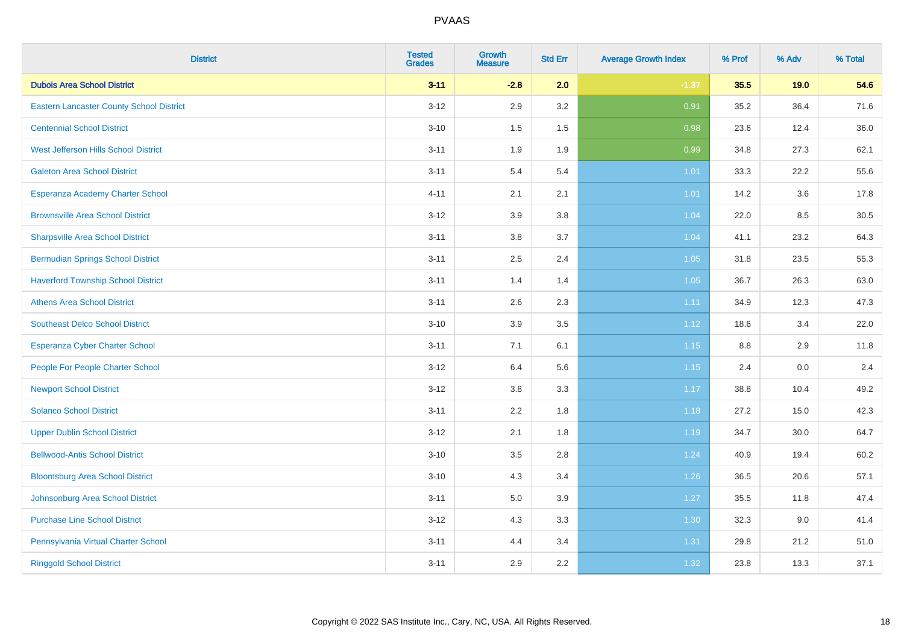| District | Tested Grades | Growth Measure | Std Err | Average Growth Index | % Prof | % Adv | % Total |
|---|---|---|---|---|---|---|---|
| **Dubois Area School District** | **3-11** | **-2.8** | **2.0** | **-1.37** | **35.5** | **19.0** | **54.6** |
| Eastern Lancaster County School District | 3-12 | 2.9 | 3.2 | 0.91 | 35.2 | 36.4 | 71.6 |
| Centennial School District | 3-10 | 1.5 | 1.5 | 0.98 | 23.6 | 12.4 | 36.0 |
| West Jefferson Hills School District | 3-11 | 1.9 | 1.9 | 0.99 | 34.8 | 27.3 | 62.1 |
| Galeton Area School District | 3-11 | 5.4 | 5.4 | 1.01 | 33.3 | 22.2 | 55.6 |
| Esperanza Academy Charter School | 4-11 | 2.1 | 2.1 | 1.01 | 14.2 | 3.6 | 17.8 |
| Brownsville Area School District | 3-12 | 3.9 | 3.8 | 1.04 | 22.0 | 8.5 | 30.5 |
| Sharpsville Area School District | 3-11 | 3.8 | 3.7 | 1.04 | 41.1 | 23.2 | 64.3 |
| Bermudian Springs School District | 3-11 | 2.5 | 2.4 | 1.05 | 31.8 | 23.5 | 55.3 |
| Haverford Township School District | 3-11 | 1.4 | 1.4 | 1.05 | 36.7 | 26.3 | 63.0 |
| Athens Area School District | 3-11 | 2.6 | 2.3 | 1.11 | 34.9 | 12.3 | 47.3 |
| Southeast Delco School District | 3-10 | 3.9 | 3.5 | 1.12 | 18.6 | 3.4 | 22.0 |
| Esperanza Cyber Charter School | 3-11 | 7.1 | 6.1 | 1.15 | 8.8 | 2.9 | 11.8 |
| People For People Charter School | 3-12 | 6.4 | 5.6 | 1.15 | 2.4 | 0.0 | 2.4 |
| Newport School District | 3-12 | 3.8 | 3.3 | 1.17 | 38.8 | 10.4 | 49.2 |
| Solanco School District | 3-11 | 2.2 | 1.8 | 1.18 | 27.2 | 15.0 | 42.3 |
| Upper Dublin School District | 3-12 | 2.1 | 1.8 | 1.19 | 34.7 | 30.0 | 64.7 |
| Bellwood-Antis School District | 3-10 | 3.5 | 2.8 | 1.24 | 40.9 | 19.4 | 60.2 |
| Bloomsburg Area School District | 3-10 | 4.3 | 3.4 | 1.26 | 36.5 | 20.6 | 57.1 |
| Johnsonburg Area School District | 3-11 | 5.0 | 3.9 | 1.27 | 35.5 | 11.8 | 47.4 |
| Purchase Line School District | 3-12 | 4.3 | 3.3 | 1.30 | 32.3 | 9.0 | 41.4 |
| Pennsylvania Virtual Charter School | 3-11 | 4.4 | 3.4 | 1.31 | 29.8 | 21.2 | 51.0 |
| Ringgold School District | 3-11 | 2.9 | 2.2 | 1.32 | 23.8 | 13.3 | 37.1 |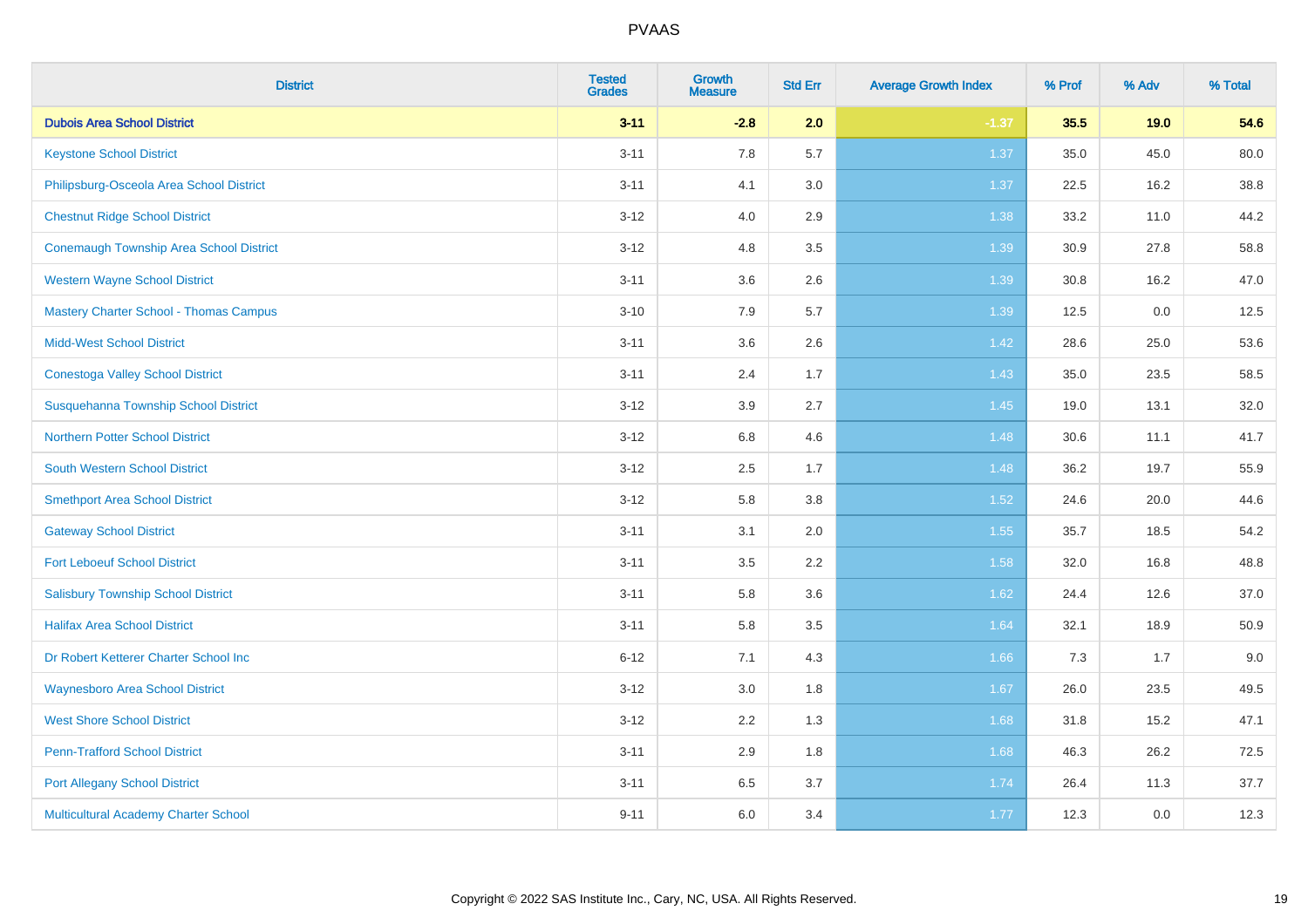# PVAAS

| District | Tested Grades | Growth Measure | Std Err | Average Growth Index | % Prof | % Adv | % Total |
|---|---|---|---|---|---|---|---|
| **Dubois Area School District** | **3-11** | **-2.8** | **2.0** | **-1.37** | **35.5** | **19.0** | **54.6** |
| Keystone School District | 3-11 | 7.8 | 5.7 | 1.37 | 35.0 | 45.0 | 80.0 |
| Philipsburg-Osceola Area School District | 3-11 | 4.1 | 3.0 | 1.37 | 22.5 | 16.2 | 38.8 |
| Chestnut Ridge School District | 3-12 | 4.0 | 2.9 | 1.38 | 33.2 | 11.0 | 44.2 |
| Conemaugh Township Area School District | 3-12 | 4.8 | 3.5 | 1.39 | 30.9 | 27.8 | 58.8 |
| Western Wayne School District | 3-11 | 3.6 | 2.6 | 1.39 | 30.8 | 16.2 | 47.0 |
| Mastery Charter School - Thomas Campus | 3-10 | 7.9 | 5.7 | 1.39 | 12.5 | 0.0 | 12.5 |
| Midd-West School District | 3-11 | 3.6 | 2.6 | 1.42 | 28.6 | 25.0 | 53.6 |
| Conestoga Valley School District | 3-11 | 2.4 | 1.7 | 1.43 | 35.0 | 23.5 | 58.5 |
| Susquehanna Township School District | 3-12 | 3.9 | 2.7 | 1.45 | 19.0 | 13.1 | 32.0 |
| Northern Potter School District | 3-12 | 6.8 | 4.6 | 1.48 | 30.6 | 11.1 | 41.7 |
| South Western School District | 3-12 | 2.5 | 1.7 | 1.48 | 36.2 | 19.7 | 55.9 |
| Smethport Area School District | 3-12 | 5.8 | 3.8 | 1.52 | 24.6 | 20.0 | 44.6 |
| Gateway School District | 3-11 | 3.1 | 2.0 | 1.55 | 35.7 | 18.5 | 54.2 |
| Fort Leboeuf School District | 3-11 | 3.5 | 2.2 | 1.58 | 32.0 | 16.8 | 48.8 |
| Salisbury Township School District | 3-11 | 5.8 | 3.6 | 1.62 | 24.4 | 12.6 | 37.0 |
| Halifax Area School District | 3-11 | 5.8 | 3.5 | 1.64 | 32.1 | 18.9 | 50.9 |
| Dr Robert Ketterer Charter School Inc | 6-12 | 7.1 | 4.3 | 1.66 | 7.3 | 1.7 | 9.0 |
| Waynesboro Area School District | 3-12 | 3.0 | 1.8 | 1.67 | 26.0 | 23.5 | 49.5 |
| West Shore School District | 3-12 | 2.2 | 1.3 | 1.68 | 31.8 | 15.2 | 47.1 |
| Penn-Trafford School District | 3-11 | 2.9 | 1.8 | 1.68 | 46.3 | 26.2 | 72.5 |
| Port Allegany School District | 3-11 | 6.5 | 3.7 | 1.74 | 26.4 | 11.3 | 37.7 |
| Multicultural Academy Charter School | 9-11 | 6.0 | 3.4 | 1.77 | 12.3 | 0.0 | 12.3 |

Copyright © 2022 SAS Institute Inc., Cary, NC, USA. All Rights Reserved.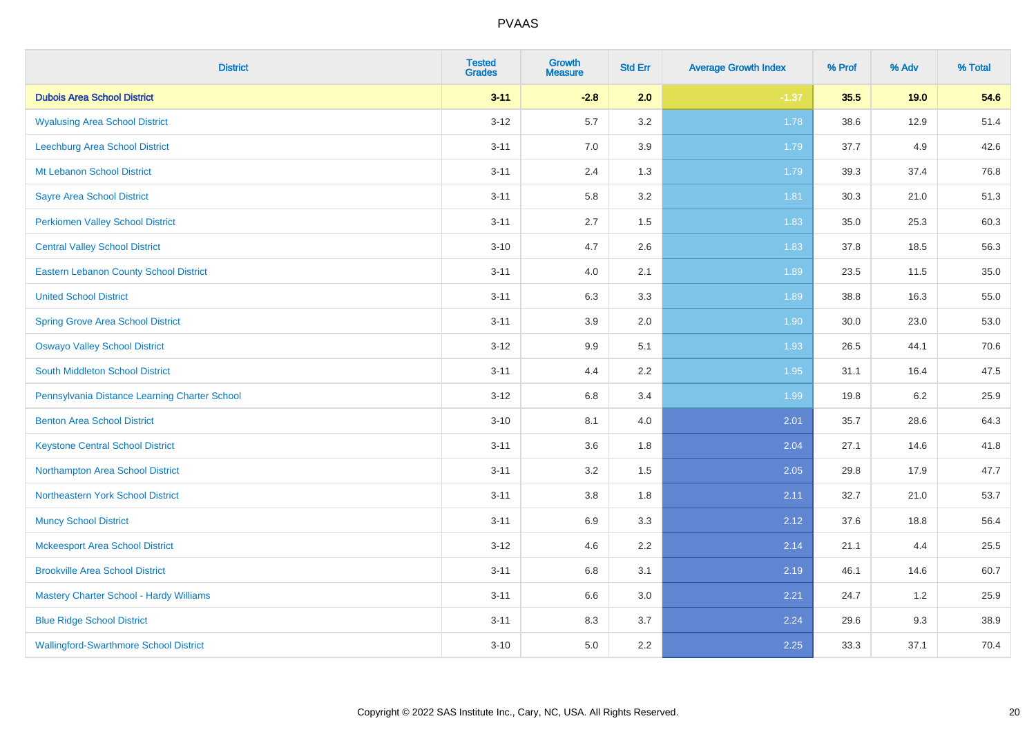| District | Tested Grades | Growth Measure | Std Err | Average Growth Index | % Prof | % Adv | % Total |
|---|---|---|---|---|---|---|---|
| **Dubois Area School District** | **3-11** | **-2.8** | **2.0** | **-1.37** | **35.5** | **19.0** | **54.6** |
| Wyalusing Area School District | 3-12 | 5.7 | 3.2 | 1.78 | 38.6 | 12.9 | 51.4 |
| Leechburg Area School District | 3-11 | 7.0 | 3.9 | 1.79 | 37.7 | 4.9 | 42.6 |
| Mt Lebanon School District | 3-11 | 2.4 | 1.3 | 1.79 | 39.3 | 37.4 | 76.8 |
| Sayre Area School District | 3-11 | 5.8 | 3.2 | 1.81 | 30.3 | 21.0 | 51.3 |
| Perkiomen Valley School District | 3-11 | 2.7 | 1.5 | 1.83 | 35.0 | 25.3 | 60.3 |
| Central Valley School District | 3-10 | 4.7 | 2.6 | 1.83 | 37.8 | 18.5 | 56.3 |
| Eastern Lebanon County School District | 3-11 | 4.0 | 2.1 | 1.89 | 23.5 | 11.5 | 35.0 |
| United School District | 3-11 | 6.3 | 3.3 | 1.89 | 38.8 | 16.3 | 55.0 |
| Spring Grove Area School District | 3-11 | 3.9 | 2.0 | 1.90 | 30.0 | 23.0 | 53.0 |
| Oswayo Valley School District | 3-12 | 9.9 | 5.1 | 1.93 | 26.5 | 44.1 | 70.6 |
| South Middleton School District | 3-11 | 4.4 | 2.2 | 1.95 | 31.1 | 16.4 | 47.5 |
| Pennsylvania Distance Learning Charter School | 3-12 | 6.8 | 3.4 | 1.99 | 19.8 | 6.2 | 25.9 |
| Benton Area School District | 3-10 | 8.1 | 4.0 | 2.01 | 35.7 | 28.6 | 64.3 |
| Keystone Central School District | 3-11 | 3.6 | 1.8 | 2.04 | 27.1 | 14.6 | 41.8 |
| Northampton Area School District | 3-11 | 3.2 | 1.5 | 2.05 | 29.8 | 17.9 | 47.7 |
| Northeastern York School District | 3-11 | 3.8 | 1.8 | 2.11 | 32.7 | 21.0 | 53.7 |
| Muncy School District | 3-11 | 6.9 | 3.3 | 2.12 | 37.6 | 18.8 | 56.4 |
| Mckeesport Area School District | 3-12 | 4.6 | 2.2 | 2.14 | 21.1 | 4.4 | 25.5 |
| Brookville Area School District | 3-11 | 6.8 | 3.1 | 2.19 | 46.1 | 14.6 | 60.7 |
| Mastery Charter School - Hardy Williams | 3-11 | 6.6 | 3.0 | 2.21 | 24.7 | 1.2 | 25.9 |
| Blue Ridge School District | 3-11 | 8.3 | 3.7 | 2.24 | 29.6 | 9.3 | 38.9 |
| Wallingford-Swarthmore School District | 3-10 | 5.0 | 2.2 | 2.25 | 33.3 | 37.1 | 70.4 |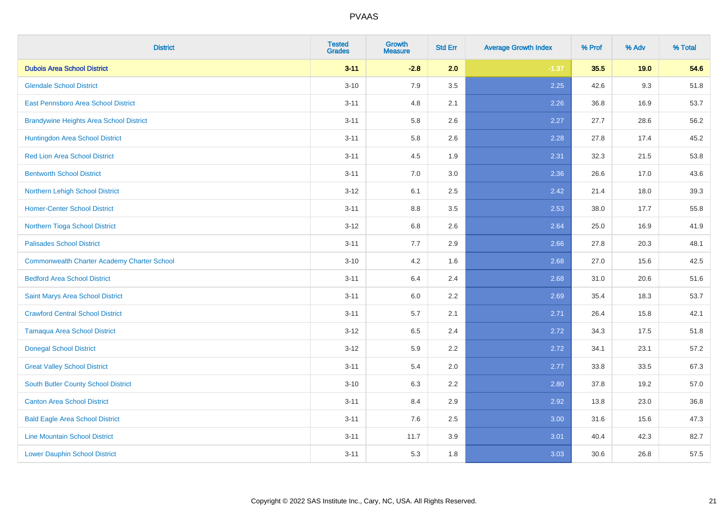| District | Tested Grades | Growth Measure | Std Err | Average Growth Index | % Prof | % Adv | % Total |
|---|---|---|---|---|---|---|---|
| **Dubois Area School District** | **3-11** | **-2.8** | **2.0** | **-1.37** | **35.5** | **19.0** | **54.6** |
| Glendale School District | 3-10 | 7.9 | 3.5 | 2.25 | 42.6 | 9.3 | 51.8 |
| East Pennsboro Area School District | 3-11 | 4.8 | 2.1 | 2.26 | 36.8 | 16.9 | 53.7 |
| Brandywine Heights Area School District | 3-11 | 5.8 | 2.6 | 2.27 | 27.7 | 28.6 | 56.2 |
| Huntingdon Area School District | 3-11 | 5.8 | 2.6 | 2.28 | 27.8 | 17.4 | 45.2 |
| Red Lion Area School District | 3-11 | 4.5 | 1.9 | 2.31 | 32.3 | 21.5 | 53.8 |
| Bentworth School District | 3-11 | 7.0 | 3.0 | 2.36 | 26.6 | 17.0 | 43.6 |
| Northern Lehigh School District | 3-12 | 6.1 | 2.5 | 2.42 | 21.4 | 18.0 | 39.3 |
| Homer-Center School District | 3-11 | 8.8 | 3.5 | 2.53 | 38.0 | 17.7 | 55.8 |
| Northern Tioga School District | 3-12 | 6.8 | 2.6 | 2.64 | 25.0 | 16.9 | 41.9 |
| Palisades School District | 3-11 | 7.7 | 2.9 | 2.66 | 27.8 | 20.3 | 48.1 |
| Commonwealth Charter Academy Charter School | 3-10 | 4.2 | 1.6 | 2.68 | 27.0 | 15.6 | 42.5 |
| Bedford Area School District | 3-11 | 6.4 | 2.4 | 2.68 | 31.0 | 20.6 | 51.6 |
| Saint Marys Area School District | 3-11 | 6.0 | 2.2 | 2.69 | 35.4 | 18.3 | 53.7 |
| Crawford Central School District | 3-11 | 5.7 | 2.1 | 2.71 | 26.4 | 15.8 | 42.1 |
| Tamaqua Area School District | 3-12 | 6.5 | 2.4 | 2.72 | 34.3 | 17.5 | 51.8 |
| Donegal School District | 3-12 | 5.9 | 2.2 | 2.72 | 34.1 | 23.1 | 57.2 |
| Great Valley School District | 3-11 | 5.4 | 2.0 | 2.77 | 33.8 | 33.5 | 67.3 |
| South Butler County School District | 3-10 | 6.3 | 2.2 | 2.80 | 37.8 | 19.2 | 57.0 |
| Canton Area School District | 3-11 | 8.4 | 2.9 | 2.92 | 13.8 | 23.0 | 36.8 |
| Bald Eagle Area School District | 3-11 | 7.6 | 2.5 | 3.00 | 31.6 | 15.6 | 47.3 |
| Line Mountain School District | 3-11 | 11.7 | 3.9 | 3.01 | 40.4 | 42.3 | 82.7 |
| Lower Dauphin School District | 3-11 | 5.3 | 1.8 | 3.03 | 30.6 | 26.8 | 57.5 |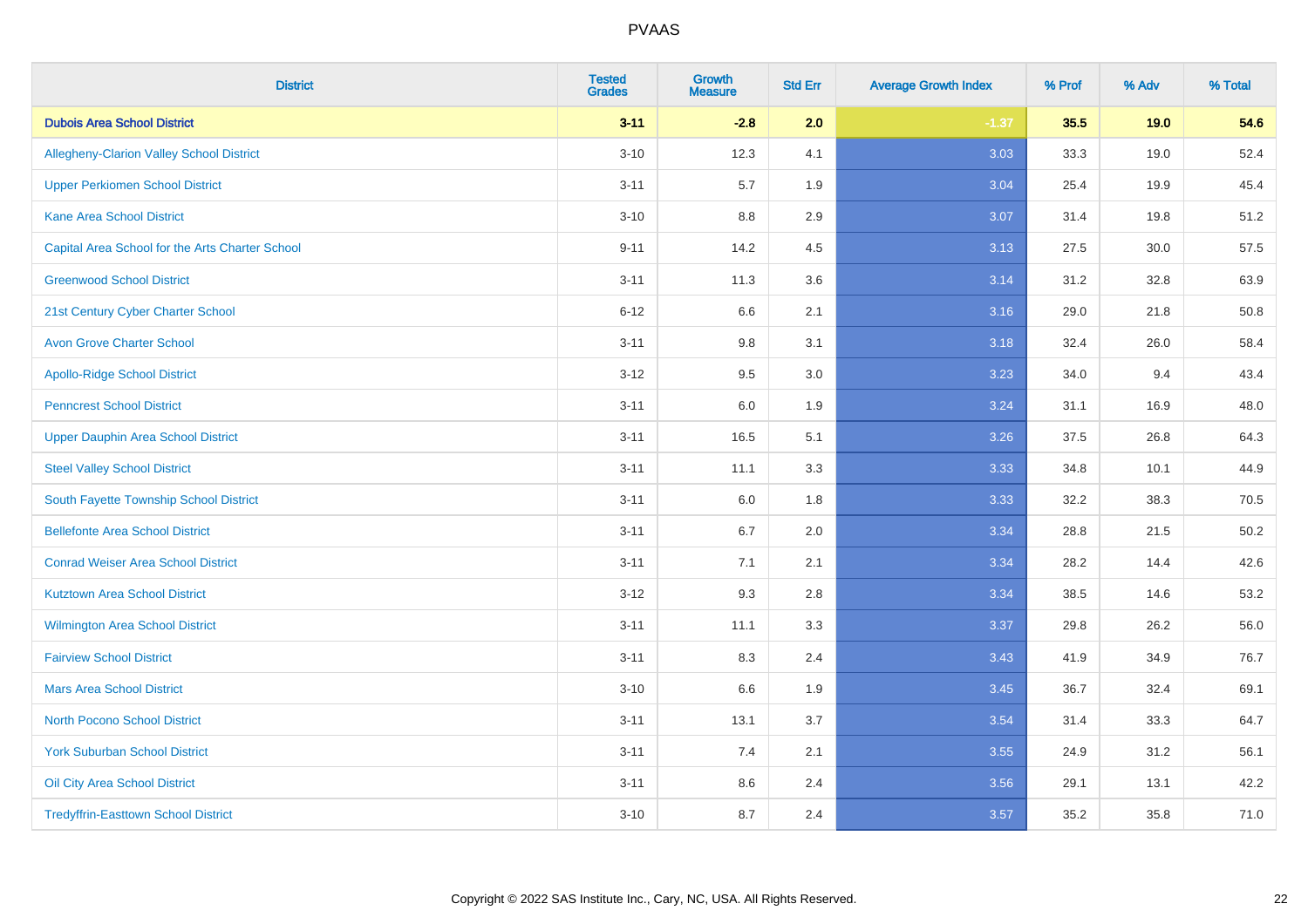| District | Tested Grades | Growth Measure | Std Err | Average Growth Index | % Prof | % Adv | % Total |
|---|---|---|---|---|---|---|---|
| **Dubois Area School District** | **3-11** | **-2.8** | **2.0** | **-1.37** | **35.5** | **19.0** | **54.6** |
| Allegheny-Clarion Valley School District | 3-10 | 12.3 | 4.1 | 3.03 | 33.3 | 19.0 | 52.4 |
| Upper Perkiomen School District | 3-11 | 5.7 | 1.9 | 3.04 | 25.4 | 19.9 | 45.4 |
| Kane Area School District | 3-10 | 8.8 | 2.9 | 3.07 | 31.4 | 19.8 | 51.2 |
| Capital Area School for the Arts Charter School | 9-11 | 14.2 | 4.5 | 3.13 | 27.5 | 30.0 | 57.5 |
| Greenwood School District | 3-11 | 11.3 | 3.6 | 3.14 | 31.2 | 32.8 | 63.9 |
| 21st Century Cyber Charter School | 6-12 | 6.6 | 2.1 | 3.16 | 29.0 | 21.8 | 50.8 |
| Avon Grove Charter School | 3-11 | 9.8 | 3.1 | 3.18 | 32.4 | 26.0 | 58.4 |
| Apollo-Ridge School District | 3-12 | 9.5 | 3.0 | 3.23 | 34.0 | 9.4 | 43.4 |
| Penncrest School District | 3-11 | 6.0 | 1.9 | 3.24 | 31.1 | 16.9 | 48.0 |
| Upper Dauphin Area School District | 3-11 | 16.5 | 5.1 | 3.26 | 37.5 | 26.8 | 64.3 |
| Steel Valley School District | 3-11 | 11.1 | 3.3 | 3.33 | 34.8 | 10.1 | 44.9 |
| South Fayette Township School District | 3-11 | 6.0 | 1.8 | 3.33 | 32.2 | 38.3 | 70.5 |
| Bellefonte Area School District | 3-11 | 6.7 | 2.0 | 3.34 | 28.8 | 21.5 | 50.2 |
| Conrad Weiser Area School District | 3-11 | 7.1 | 2.1 | 3.34 | 28.2 | 14.4 | 42.6 |
| Kutztown Area School District | 3-12 | 9.3 | 2.8 | 3.34 | 38.5 | 14.6 | 53.2 |
| Wilmington Area School District | 3-11 | 11.1 | 3.3 | 3.37 | 29.8 | 26.2 | 56.0 |
| Fairview School District | 3-11 | 8.3 | 2.4 | 3.43 | 41.9 | 34.9 | 76.7 |
| Mars Area School District | 3-10 | 6.6 | 1.9 | 3.45 | 36.7 | 32.4 | 69.1 |
| North Pocono School District | 3-11 | 13.1 | 3.7 | 3.54 | 31.4 | 33.3 | 64.7 |
| York Suburban School District | 3-11 | 7.4 | 2.1 | 3.55 | 24.9 | 31.2 | 56.1 |
| Oil City Area School District | 3-11 | 8.6 | 2.4 | 3.56 | 29.1 | 13.1 | 42.2 |
| Tredyffrin-Easttown School District | 3-10 | 8.7 | 2.4 | 3.57 | 35.2 | 35.8 | 71.0 |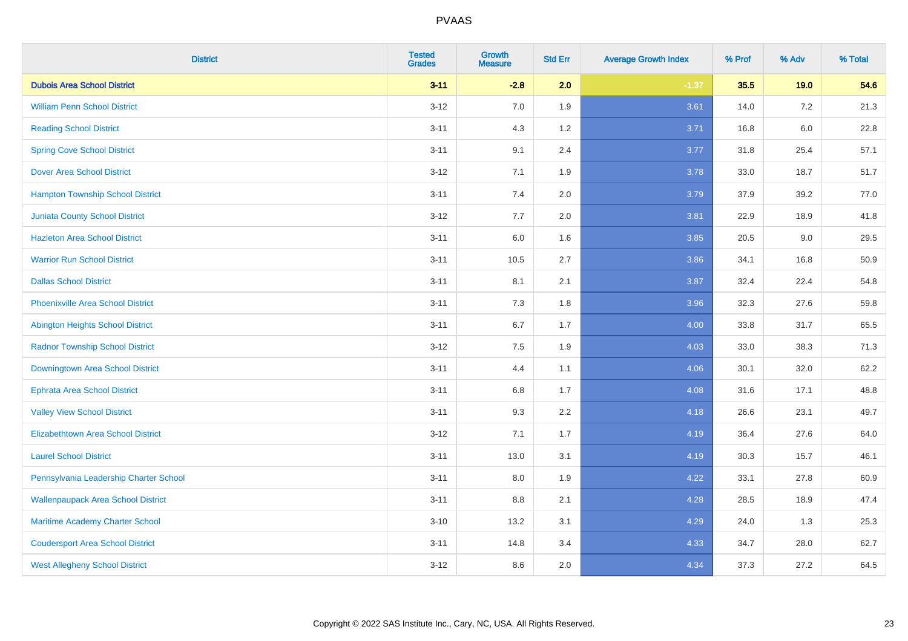PVAAS

| District | Tested Grades | Growth Measure | Std Err | Average Growth Index | % Prof | % Adv | % Total |
|---|---|---|---|---|---|---|---|
| **Dubois Area School District** | **3-11** | **-2.8** | **2.0** | **-1.37** | **35.5** | **19.0** | **54.6** |
| William Penn School District | 3-12 | 7.0 | 1.9 | 3.61 | 14.0 | 7.2 | 21.3 |
| Reading School District | 3-11 | 4.3 | 1.2 | 3.71 | 16.8 | 6.0 | 22.8 |
| Spring Cove School District | 3-11 | 9.1 | 2.4 | 3.77 | 31.8 | 25.4 | 57.1 |
| Dover Area School District | 3-12 | 7.1 | 1.9 | 3.78 | 33.0 | 18.7 | 51.7 |
| Hampton Township School District | 3-11 | 7.4 | 2.0 | 3.79 | 37.9 | 39.2 | 77.0 |
| Juniata County School District | 3-12 | 7.7 | 2.0 | 3.81 | 22.9 | 18.9 | 41.8 |
| Hazleton Area School District | 3-11 | 6.0 | 1.6 | 3.85 | 20.5 | 9.0 | 29.5 |
| Warrior Run School District | 3-11 | 10.5 | 2.7 | 3.86 | 34.1 | 16.8 | 50.9 |
| Dallas School District | 3-11 | 8.1 | 2.1 | 3.87 | 32.4 | 22.4 | 54.8 |
| Phoenixville Area School District | 3-11 | 7.3 | 1.8 | 3.96 | 32.3 | 27.6 | 59.8 |
| Abington Heights School District | 3-11 | 6.7 | 1.7 | 4.00 | 33.8 | 31.7 | 65.5 |
| Radnor Township School District | 3-12 | 7.5 | 1.9 | 4.03 | 33.0 | 38.3 | 71.3 |
| Downingtown Area School District | 3-11 | 4.4 | 1.1 | 4.06 | 30.1 | 32.0 | 62.2 |
| Ephrata Area School District | 3-11 | 6.8 | 1.7 | 4.08 | 31.6 | 17.1 | 48.8 |
| Valley View School District | 3-11 | 9.3 | 2.2 | 4.18 | 26.6 | 23.1 | 49.7 |
| Elizabethtown Area School District | 3-12 | 7.1 | 1.7 | 4.19 | 36.4 | 27.6 | 64.0 |
| Laurel School District | 3-11 | 13.0 | 3.1 | 4.19 | 30.3 | 15.7 | 46.1 |
| Pennsylvania Leadership Charter School | 3-11 | 8.0 | 1.9 | 4.22 | 33.1 | 27.8 | 60.9 |
| Wallenpaupack Area School District | 3-11 | 8.8 | 2.1 | 4.28 | 28.5 | 18.9 | 47.4 |
| Maritime Academy Charter School | 3-10 | 13.2 | 3.1 | 4.29 | 24.0 | 1.3 | 25.3 |
| Coudersport Area School District | 3-11 | 14.8 | 3.4 | 4.33 | 34.7 | 28.0 | 62.7 |
| West Allegheny School District | 3-12 | 8.6 | 2.0 | 4.34 | 37.3 | 27.2 | 64.5 |

Copyright © 2022 SAS Institute Inc., Cary, NC, USA. All Rights Reserved.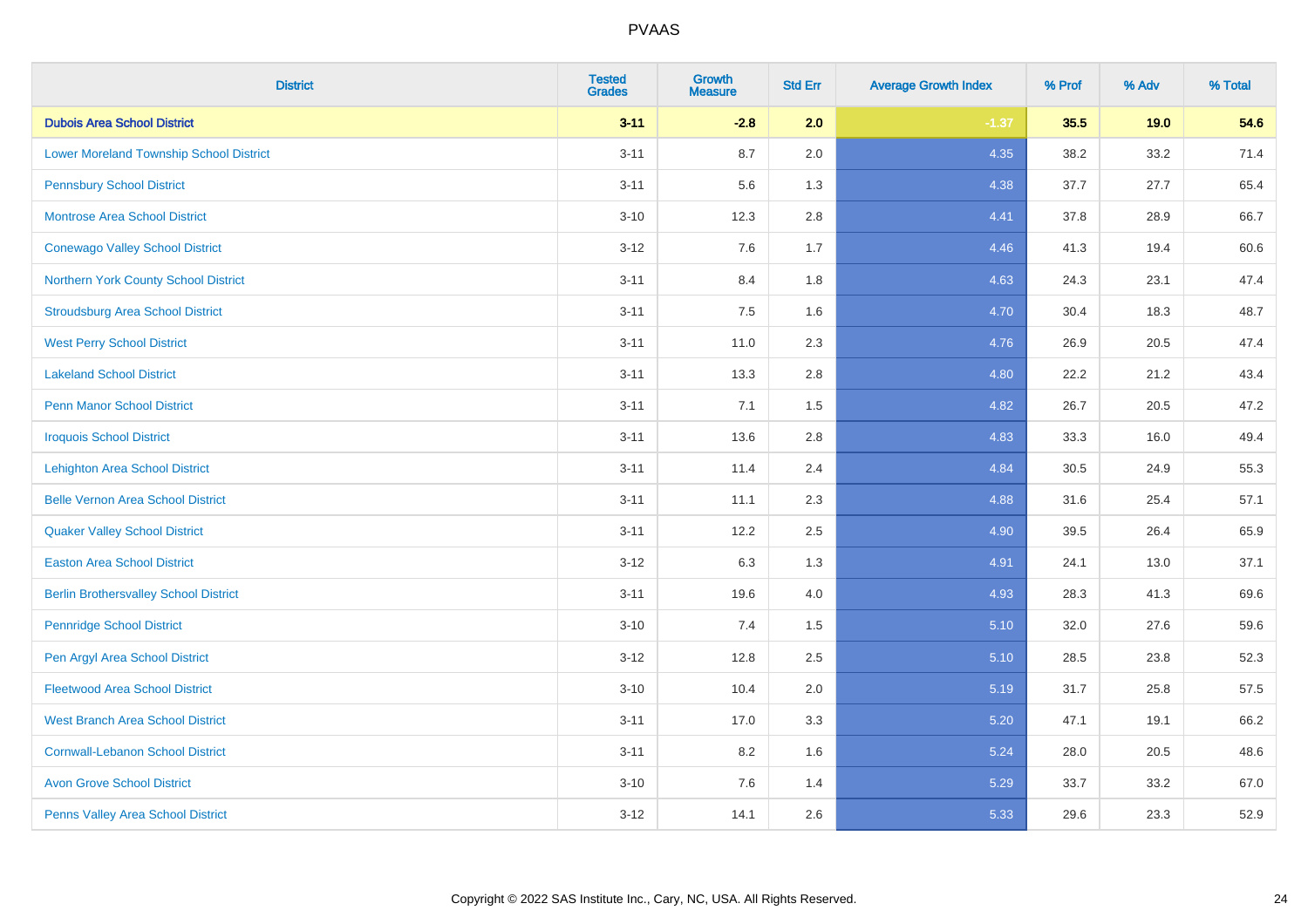# PVAAS

| District | Tested Grades | Growth Measure | Std Err | Average Growth Index | % Prof | % Adv | % Total |
|---|---|---|---|---|---|---|---|
| **Dubois Area School District** | **3-11** | **-2.8** | **2.0** | **-1.37** | **35.5** | **19.0** | **54.6** |
| Lower Moreland Township School District | 3-11 | 8.7 | 2.0 | 4.35 | 38.2 | 33.2 | 71.4 |
| Pennsbury School District | 3-11 | 5.6 | 1.3 | 4.38 | 37.7 | 27.7 | 65.4 |
| Montrose Area School District | 3-10 | 12.3 | 2.8 | 4.41 | 37.8 | 28.9 | 66.7 |
| Conewago Valley School District | 3-12 | 7.6 | 1.7 | 4.46 | 41.3 | 19.4 | 60.6 |
| Northern York County School District | 3-11 | 8.4 | 1.8 | 4.63 | 24.3 | 23.1 | 47.4 |
| Stroudsburg Area School District | 3-11 | 7.5 | 1.6 | 4.70 | 30.4 | 18.3 | 48.7 |
| West Perry School District | 3-11 | 11.0 | 2.3 | 4.76 | 26.9 | 20.5 | 47.4 |
| Lakeland School District | 3-11 | 13.3 | 2.8 | 4.80 | 22.2 | 21.2 | 43.4 |
| Penn Manor School District | 3-11 | 7.1 | 1.5 | 4.82 | 26.7 | 20.5 | 47.2 |
| Iroquois School District | 3-11 | 13.6 | 2.8 | 4.83 | 33.3 | 16.0 | 49.4 |
| Lehighton Area School District | 3-11 | 11.4 | 2.4 | 4.84 | 30.5 | 24.9 | 55.3 |
| Belle Vernon Area School District | 3-11 | 11.1 | 2.3 | 4.88 | 31.6 | 25.4 | 57.1 |
| Quaker Valley School District | 3-11 | 12.2 | 2.5 | 4.90 | 39.5 | 26.4 | 65.9 |
| Easton Area School District | 3-12 | 6.3 | 1.3 | 4.91 | 24.1 | 13.0 | 37.1 |
| Berlin Brothersvalley School District | 3-11 | 19.6 | 4.0 | 4.93 | 28.3 | 41.3 | 69.6 |
| Pennridge School District | 3-10 | 7.4 | 1.5 | 5.10 | 32.0 | 27.6 | 59.6 |
| Pen Argyl Area School District | 3-12 | 12.8 | 2.5 | 5.10 | 28.5 | 23.8 | 52.3 |
| Fleetwood Area School District | 3-10 | 10.4 | 2.0 | 5.19 | 31.7 | 25.8 | 57.5 |
| West Branch Area School District | 3-11 | 17.0 | 3.3 | 5.20 | 47.1 | 19.1 | 66.2 |
| Cornwall-Lebanon School District | 3-11 | 8.2 | 1.6 | 5.24 | 28.0 | 20.5 | 48.6 |
| Avon Grove School District | 3-10 | 7.6 | 1.4 | 5.29 | 33.7 | 33.2 | 67.0 |
| Penns Valley Area School District | 3-12 | 14.1 | 2.6 | 5.33 | 29.6 | 23.3 | 52.9 |

Copyright © 2022 SAS Institute Inc., Cary, NC, USA. All Rights Reserved.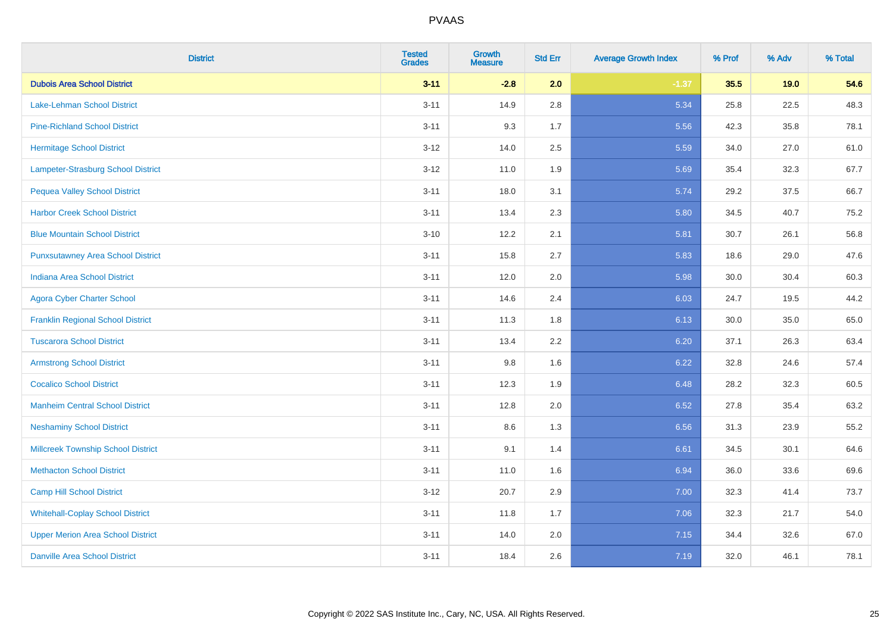| District | Tested Grades | Growth Measure | Std Err | Average Growth Index | % Prof | % Adv | % Total |
|---|---|---|---|---|---|---|---|
| **Dubois Area School District** | **3-11** | **-2.8** | **2.0** | **-1.37** | **35.5** | **19.0** | **54.6** |
| Lake-Lehman School District | 3-11 | 14.9 | 2.8 | 5.34 | 25.8 | 22.5 | 48.3 |
| Pine-Richland School District | 3-11 | 9.3 | 1.7 | 5.56 | 42.3 | 35.8 | 78.1 |
| Hermitage School District | 3-12 | 14.0 | 2.5 | 5.59 | 34.0 | 27.0 | 61.0 |
| Lampeter-Strasburg School District | 3-12 | 11.0 | 1.9 | 5.69 | 35.4 | 32.3 | 67.7 |
| Pequea Valley School District | 3-11 | 18.0 | 3.1 | 5.74 | 29.2 | 37.5 | 66.7 |
| Harbor Creek School District | 3-11 | 13.4 | 2.3 | 5.80 | 34.5 | 40.7 | 75.2 |
| Blue Mountain School District | 3-10 | 12.2 | 2.1 | 5.81 | 30.7 | 26.1 | 56.8 |
| Punxsutawney Area School District | 3-11 | 15.8 | 2.7 | 5.83 | 18.6 | 29.0 | 47.6 |
| Indiana Area School District | 3-11 | 12.0 | 2.0 | 5.98 | 30.0 | 30.4 | 60.3 |
| Agora Cyber Charter School | 3-11 | 14.6 | 2.4 | 6.03 | 24.7 | 19.5 | 44.2 |
| Franklin Regional School District | 3-11 | 11.3 | 1.8 | 6.13 | 30.0 | 35.0 | 65.0 |
| Tuscarora School District | 3-11 | 13.4 | 2.2 | 6.20 | 37.1 | 26.3 | 63.4 |
| Armstrong School District | 3-11 | 9.8 | 1.6 | 6.22 | 32.8 | 24.6 | 57.4 |
| Cocalico School District | 3-11 | 12.3 | 1.9 | 6.48 | 28.2 | 32.3 | 60.5 |
| Manheim Central School District | 3-11 | 12.8 | 2.0 | 6.52 | 27.8 | 35.4 | 63.2 |
| Neshaminy School District | 3-11 | 8.6 | 1.3 | 6.56 | 31.3 | 23.9 | 55.2 |
| Millcreek Township School District | 3-11 | 9.1 | 1.4 | 6.61 | 34.5 | 30.1 | 64.6 |
| Methacton School District | 3-11 | 11.0 | 1.6 | 6.94 | 36.0 | 33.6 | 69.6 |
| Camp Hill School District | 3-12 | 20.7 | 2.9 | 7.00 | 32.3 | 41.4 | 73.7 |
| Whitehall-Coplay School District | 3-11 | 11.8 | 1.7 | 7.06 | 32.3 | 21.7 | 54.0 |
| Upper Merion Area School District | 3-11 | 14.0 | 2.0 | 7.15 | 34.4 | 32.6 | 67.0 |
| Danville Area School District | 3-11 | 18.4 | 2.6 | 7.19 | 32.0 | 46.1 | 78.1 |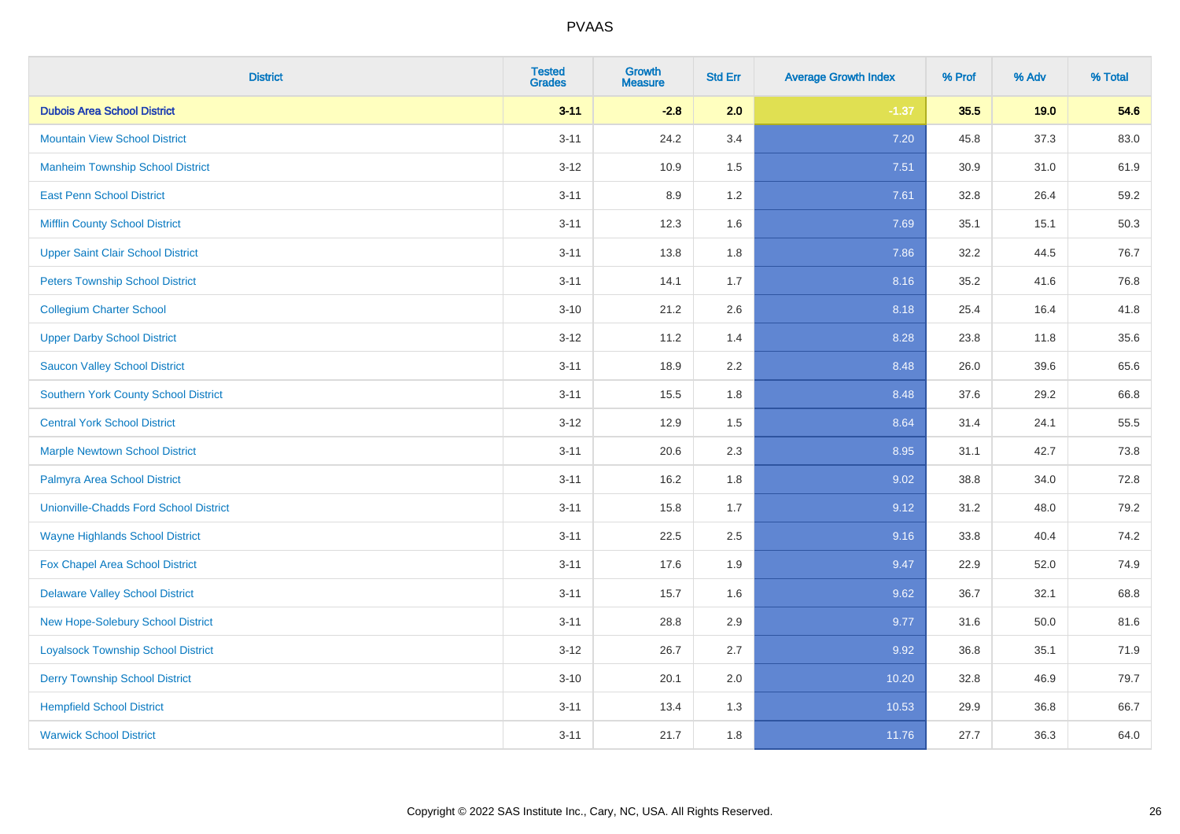| District | Tested Grades | Growth Measure | Std Err | Average Growth Index | % Prof | % Adv | % Total |
|---|---|---|---|---|---|---|---|
| **Dubois Area School District** | **3-11** | **-2.8** | **2.0** | **-1.37** | **35.5** | **19.0** | **54.6** |
| Mountain View School District | 3-11 | 24.2 | 3.4 | 7.20 | 45.8 | 37.3 | 83.0 |
| Manheim Township School District | 3-12 | 10.9 | 1.5 | 7.51 | 30.9 | 31.0 | 61.9 |
| East Penn School District | 3-11 | 8.9 | 1.2 | 7.61 | 32.8 | 26.4 | 59.2 |
| Mifflin County School District | 3-11 | 12.3 | 1.6 | 7.69 | 35.1 | 15.1 | 50.3 |
| Upper Saint Clair School District | 3-11 | 13.8 | 1.8 | 7.86 | 32.2 | 44.5 | 76.7 |
| Peters Township School District | 3-11 | 14.1 | 1.7 | 8.16 | 35.2 | 41.6 | 76.8 |
| Collegium Charter School | 3-10 | 21.2 | 2.6 | 8.18 | 25.4 | 16.4 | 41.8 |
| Upper Darby School District | 3-12 | 11.2 | 1.4 | 8.28 | 23.8 | 11.8 | 35.6 |
| Saucon Valley School District | 3-11 | 18.9 | 2.2 | 8.48 | 26.0 | 39.6 | 65.6 |
| Southern York County School District | 3-11 | 15.5 | 1.8 | 8.48 | 37.6 | 29.2 | 66.8 |
| Central York School District | 3-12 | 12.9 | 1.5 | 8.64 | 31.4 | 24.1 | 55.5 |
| Marple Newtown School District | 3-11 | 20.6 | 2.3 | 8.95 | 31.1 | 42.7 | 73.8 |
| Palmyra Area School District | 3-11 | 16.2 | 1.8 | 9.02 | 38.8 | 34.0 | 72.8 |
| Unionville-Chadds Ford School District | 3-11 | 15.8 | 1.7 | 9.12 | 31.2 | 48.0 | 79.2 |
| Wayne Highlands School District | 3-11 | 22.5 | 2.5 | 9.16 | 33.8 | 40.4 | 74.2 |
| Fox Chapel Area School District | 3-11 | 17.6 | 1.9 | 9.47 | 22.9 | 52.0 | 74.9 |
| Delaware Valley School District | 3-11 | 15.7 | 1.6 | 9.62 | 36.7 | 32.1 | 68.8 |
| New Hope-Solebury School District | 3-11 | 28.8 | 2.9 | 9.77 | 31.6 | 50.0 | 81.6 |
| Loyalsock Township School District | 3-12 | 26.7 | 2.7 | 9.92 | 36.8 | 35.1 | 71.9 |
| Derry Township School District | 3-10 | 20.1 | 2.0 | 10.20 | 32.8 | 46.9 | 79.7 |
| Hempfield School District | 3-11 | 13.4 | 1.3 | 10.53 | 29.9 | 36.8 | 66.7 |
| Warwick School District | 3-11 | 21.7 | 1.8 | 11.76 | 27.7 | 36.3 | 64.0 |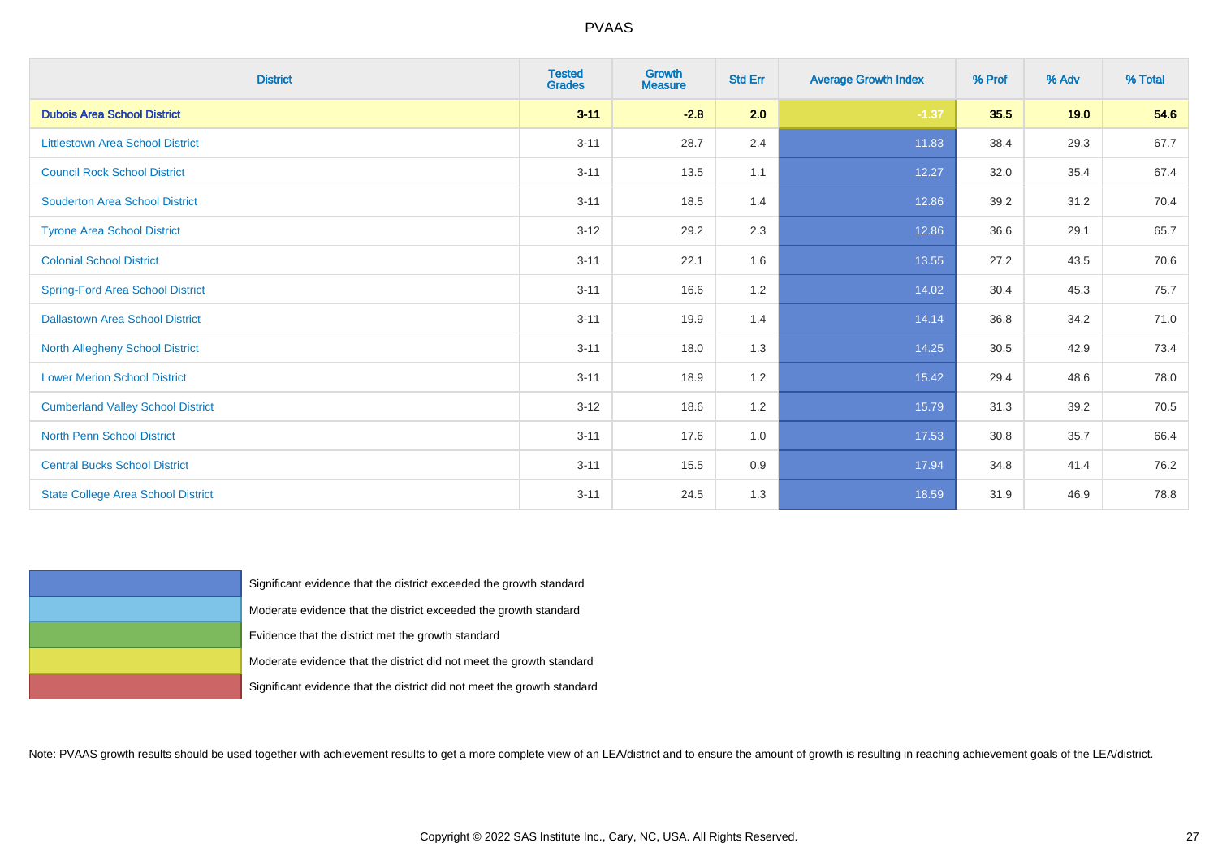PVAAS

| District | Tested Grades | Growth Measure | Std Err | Average Growth Index | % Prof | % Adv | % Total |
|---|---|---|---|---|---|---|---|
| **Dubois Area School District** | **3-11** | **-2.8** | **2.0** | **-1.37** | **35.5** | **19.0** | **54.6** |
| Littlestown Area School District | 3-11 | 28.7 | 2.4 | 11.83 | 38.4 | 29.3 | 67.7 |
| Council Rock School District | 3-11 | 13.5 | 1.1 | 12.27 | 32.0 | 35.4 | 67.4 |
| Souderton Area School District | 3-11 | 18.5 | 1.4 | 12.86 | 39.2 | 31.2 | 70.4 |
| Tyrone Area School District | 3-12 | 29.2 | 2.3 | 12.86 | 36.6 | 29.1 | 65.7 |
| Colonial School District | 3-11 | 22.1 | 1.6 | 13.55 | 27.2 | 43.5 | 70.6 |
| Spring-Ford Area School District | 3-11 | 16.6 | 1.2 | 14.02 | 30.4 | 45.3 | 75.7 |
| Dallastown Area School District | 3-11 | 19.9 | 1.4 | 14.14 | 36.8 | 34.2 | 71.0 |
| North Allegheny School District | 3-11 | 18.0 | 1.3 | 14.25 | 30.5 | 42.9 | 73.4 |
| Lower Merion School District | 3-11 | 18.9 | 1.2 | 15.42 | 29.4 | 48.6 | 78.0 |
| Cumberland Valley School District | 3-12 | 18.6 | 1.2 | 15.79 | 31.3 | 39.2 | 70.5 |
| North Penn School District | 3-11 | 17.6 | 1.0 | 17.53 | 30.8 | 35.7 | 66.4 |
| Central Bucks School District | 3-11 | 15.5 | 0.9 | 17.94 | 34.8 | 41.4 | 76.2 |
| State College Area School District | 3-11 | 24.5 | 1.3 | 18.59 | 31.9 | 46.9 | 78.8 |

Significant evidence that the district exceeded the growth standard

Moderate evidence that the district exceeded the growth standard

Evidence that the district met the growth standard

Moderate evidence that the district did not meet the growth standard

Significant evidence that the district did not meet the growth standard

Note: PVAAS growth results should be used together with achievement results to get a more complete view of an LEA/district and to ensure the amount of growth is resulting in reaching achievement goals of the LEA/district.

Copyright © 2022 SAS Institute Inc., Cary, NC, USA. All Rights Reserved.